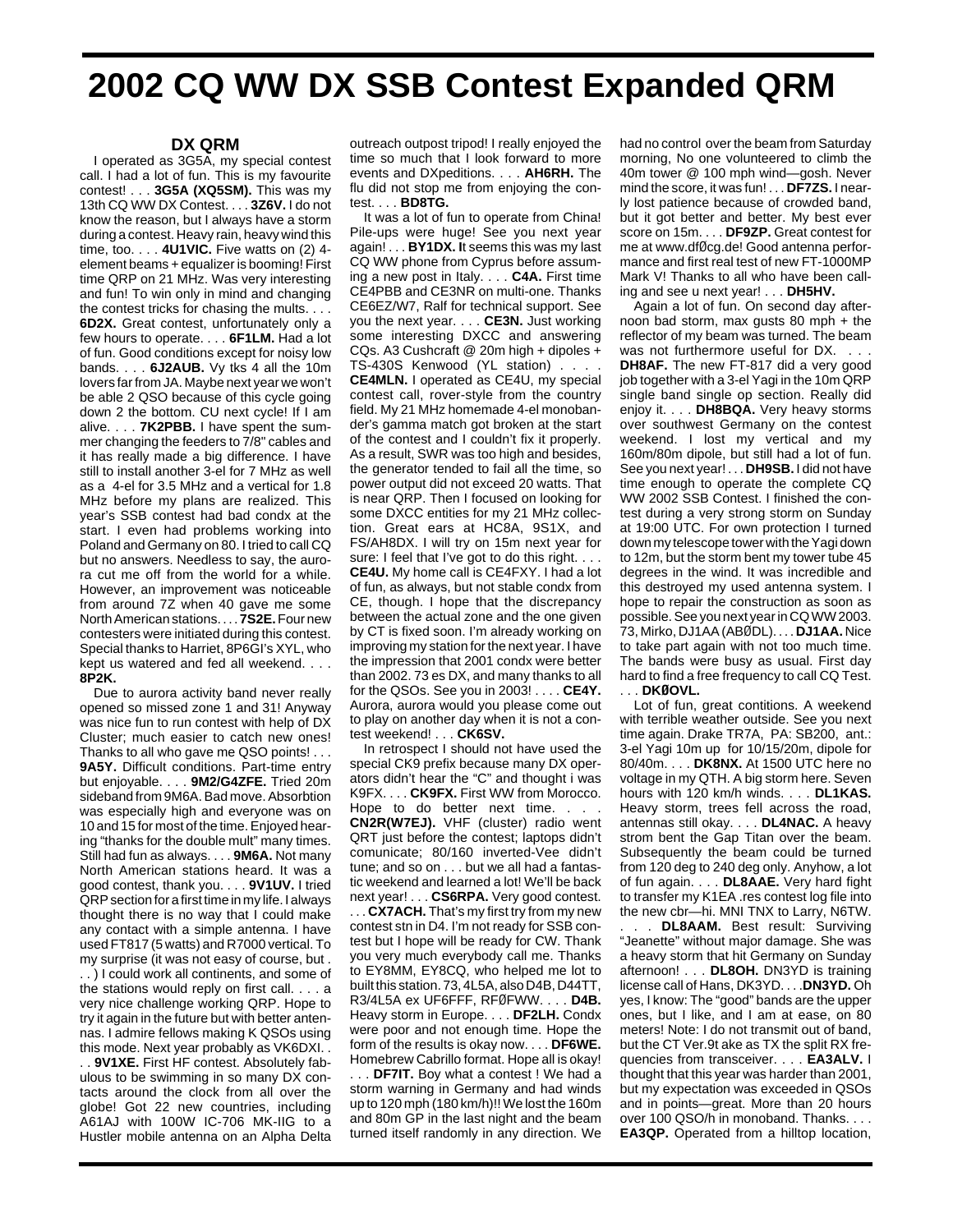# 2002 CQ WW DX SSB Contest Expanded QRM

### DX QRM

I operated as 3G5A, my special contest call. I had a lot of fun. This is my favourite contest! . . . **3G5A (XQ5SM).** This was my 13th CQ WW DX Contest. . . . **3Z6V.** I do not know the reason, but I always have a storm during a contest. Heavy rain, heavy wind this time, too. . . . **4U1VIC.** Five watts on (2) 4-element beams + equalizer is booming! First time QRP on 21 MHz. Was very interesting and fun! To win only in mind and changing the contest tricks for chasing the mults. . . . **6D2X.** Great contest, unfortunately only a few hours to operate. . . . **6F1LM.** Had a lot of fun. Good conditions except for noisy low bands. . . . **6J2AUB.** Vy tks 4 all the 10m lovers far from JA. Maybe next year we won't be able 2 QSO because of this cycle going down 2 the bottom. CU next cycle! If I am alive. . . . **7K2PBB.** I have spent the summer changing the feeders to 7/8" cables and it has really made a big difference. I have still to install another 3-el for 7 MHz as well as a 4-el for 3.5 MHz and a vertical for 1.8 MHz before my plans are realized. This year's SSB contest had bad condx at the start. I even had problems working into Poland and Germany on 80. I tried to call CQ but no answers. Needless to say, the aurora cut me off from the world for a while. However, an improvement was noticeable from around 7Z when 40 gave me some North American stations. . . . **7S2E.** Four new contesters were initiated during this contest. Special thanks to Harriet, 8P6GI's XYL, who kept us watered and fed all weekend. . . . **8P2K.**

Due to aurora activity band never really opened so missed zone 1 and 31! Anyway was nice fun to run contest with help of DX Cluster; much easier to catch new ones! Thanks to all who gave me QSO points! . . . **9A5Y.** Difficult conditions. Part-time entry but enjoyable. . . . **9M2/G4ZFE.** Tried 20m sideband from 9M6A. Bad move. Absorbtion was especially high and everyone was on 10 and 15 for most of the time. Enjoyed hearing "thanks for the double mult" many times. Still had fun as always. . . . **9M6A.** Not many North American stations heard. It was a good contest, thank you. . . . **9V1UV.** I tried QRP section for a first time in my life. I always thought there is no way that I could make any contact with a simple antenna. I have used FT817 (5 watts) and R7000 vertical. To my surprise (it was not easy of course, but . . . ) I could work all continents, and some of the stations would reply on first call. . . . a very nice challenge working QRP. Hope to try it again in the future but with better antennas. I admire fellows making K QSOs using this mode. Next year probably as VK6DXI. . . . **9V1XE.** First HF contest. Absolutely fabulous to be swimming in so many DX contacts around the clock from all over the globe! Got 22 new countries, including A61AJ with 100W IC-706 MK-IIG to a Hustler mobile antenna on an Alpha Delta outreach outpost tripod! I really enjoyed the time so much that I look forward to more events and DXpeditions. . . . **AH6RH.** The flu did not stop me from enjoying the contest. . . . **BD8TG.**

It was a lot of fun to operate from China! Pile-ups were huge! See you next year again! . . . **BY1DX. I**t seems this was my last CQ WW phone from Cyprus before assuming a new post in Italy. . . . **C4A.** First time CE4PBB and CE3NR on multi-one. Thanks CE6EZ/W7, Ralf for technical support. See you the next year. . . . **CE3N.** Just working some interesting DXCC and answering CQs. A3 Cushcraft @ 20m high + dipoles + TS-430S Kenwood (YL station) . . . . **CE4MLN.** I operated as CE4U, my special contest call, rover-style from the country field. My 21 MHz homemade 4-el monobander's gamma match got broken at the start of the contest and I couldn't fix it properly. As a result, SWR was too high and besides, the generator tended to fail all the time, so power output did not exceed 20 watts. That is near QRP. Then I focused on looking for some DXCC entities for my 21 MHz collection. Great ears at HC8A, 9S1X, and FS/AH8DX. I will try on 15m next year for sure: I feel that I've got to do this right. . . . **CE4U.** My home call is CE4FXY. I had a lot of fun, as always, but not stable condx from CE, though. I hope that the discrepancy between the actual zone and the one given by CT is fixed soon. I'm already working on improving my station for the next year. I have the impression that 2001 condx were better than 2002. 73 es DX, and many thanks to all for the QSOs. See you in 2003! . . . . **CE4Y.** Aurora, aurora would you please come out to play on another day when it is not a contest weekend! . . . **CK6SV.**

In retrospect I should not have used the special CK9 prefix because many DX operators didn't hear the "C" and thought i was K9FX. . . . **CK9FX.** First WW from Morocco. Hope to do better next time. . . . **CN2R(W7EJ).** VHF (cluster) radio went QRT just before the contest; laptops didn't comunicate; 80/160 inverted-Vee didn't tune; and so on . . . but we all had a fantastic weekend and learned a lot! We'll be back next year! . . . **CS6RPA.** Very good contest. . . . **CX7ACH.** That's my first try from my new contest stn in D4. I'm not ready for SSB contest but I hope will be ready for CW. Thank you very much everybody call me. Thanks to EY8MM, EY8CQ, who helped me lot to built this station. 73, 4L5A, also D4B, D44TT, R3/4L5A ex UF6FFF, RFØFWW. . . . **D4B.** Heavy storm in Europe. . . . **DF2LH.** Condx were poor and not enough time. Hope the form of the results is okay now. . . . **DF6WE.** Homebrew Cabrillo format. Hope all is okay! . . . **DF7IT.** Boy what a contest ! We had a storm warning in Germany and had winds up to 120 mph (180 km/h)!! We lost the 160m and 80m GP in the last night and the beam turned itself randomly in any direction. We had no control over the beam from Saturday morning, No one volunteered to climb the 40m tower @ 100 mph wind—gosh. Never mind the score, it was fun! . . . **DF7ZS.** I nearly lost patience because of crowded band, but it got better and better. My best ever score on 15m. . . . **DF9ZP.** Great contest for me at www.dfØcg.de! Good antenna performance and first real test of new FT-1000MP Mark V! Thanks to all who have been calling and see u next year! . . . **DH5HV.**

Again a lot of fun. On second day afternoon bad storm, max gusts 80 mph + the reflector of my beam was turned. The beam was not furthermore useful for DX. . . . **DH8AF.** The new FT-817 did a very good job together with a 3-el Yagi in the 10m QRP single band single op section. Really did enjoy it. . . . **DH8BQA.** Very heavy storms over southwest Germany on the contest weekend. I lost my vertical and my 160m/80m dipole, but still had a lot of fun. See you next year! . . . **DH9SB.** I did not have time enough to operate the complete CQ WW 2002 SSB Contest. I finished the contest during a very strong storm on Sunday at 19:00 UTC. For own protection I turned down my telescope tower with the Yagi down to 12m, but the storm bent my tower tube 45 degrees in the wind. It was incredible and this destroyed my used antenna system. I hope to repair the construction as soon as possible. See you next year in CQ WW 2003. 73, Mirko, DJ1AA (ABØDL). . . . **DJ1AA.** Nice to take part again with not too much time. The bands were busy as usual. First day hard to find a free frequency to call CQ Test. . . . **DKØOVL.**

Lot of fun, great contitions. A weekend with terrible weather outside. See you next time again. Drake TR7A, PA: SB200, ant.: 3-el Yagi 10m up for 10/15/20m, dipole for 80/40m. . . . **DK8NX.** At 1500 UTC here no voltage in my QTH. A big storm here. Seven hours with 120 km/h winds. . . . **DL1KAS.** Heavy storm, trees fell across the road, antennas still okay. . . . **DL4NAC.** A heavy strom bent the Gap Titan over the beam. Subsequently the beam could be turned from 120 deg to 240 deg only. Anyhow, a lot of fun again. . . . **DL8AAE.** Very hard fight to transfer my K1EA .res contest log file into the new cbr—hi. MNI TNX to Larry, N6TW. . . . **DL8AAM.** Best result: Surviving "Jeanette" without major damage. She was a heavy storm that hit Germany on Sunday afternoon! . . . **DL8OH.** DN3YD is training license call of Hans, DK3YD. . . .**DN3YD.** Oh yes, I know: The "good" bands are the upper ones, but I like, and I am at ease, on 80 meters! Note: I do not transmit out of band, but the CT Ver.9t ake as TX the split RX frequencies from transceiver. . . . **EA3ALV.** I thought that this year was harder than 2001, but my expectation was exceeded in QSOs and in points—great. More than 20 hours over 100 QSO/h in monoband. Thanks. . . . **EA3QP.** Operated from a hilltop location,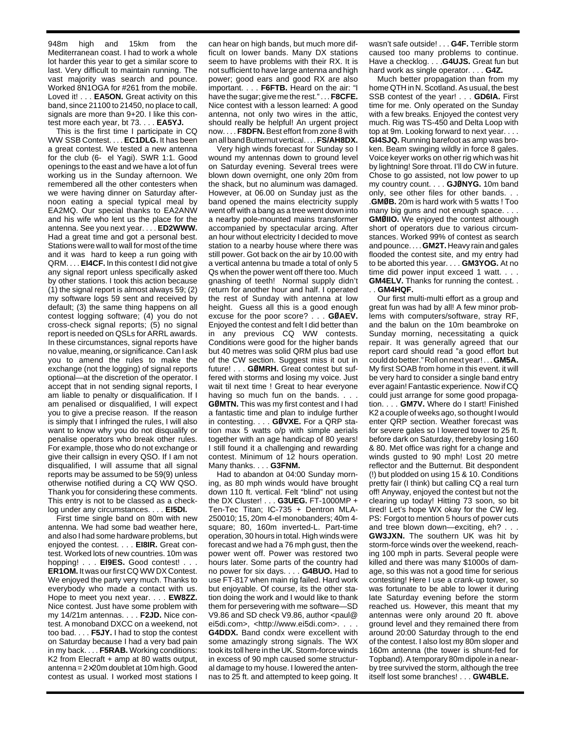948m high and 15km from the Mediterranean coast. I had to work a whole lot harder this year to get a similar score to last. Very difficult to maintain running. The vast majority was search and pounce. Worked 8N1OGA for #261 from the mobile. Loved it! . . . **EA5ON.** Great activity on this band, since 21100 to 21450, no place to call, signals are more than 9+20. I like this contest more each year, bt 73. . . . **EA5YJ.**

This is the first time I participate in CQ WW SSB Contest. . . . **EC1DLG.** It has been a great contest. We tested a new antenna for the club (6- el Yagi). SWR 1:1. Good openings to the east and we have a lot of fun working us in the Sunday afternoon. We remembered all the other contesters when we were having dinner on Saturday afternoon eating a special typical meal by EA2MQ. Our special thanks to EA2ANW and his wife who lent us the place for the antenna. See you next year. . . . **ED2WWW.** Had a great time and got a personal best. Stations were wall to wall for most of the time and it was hard to keep a run going with QRM. . . . **EI4CF.** In this contest I did not give any signal report unless specifically asked by other stations. I took this action because (1) the signal report is almost always 59; (2) my software logs 59 sent and received by default; (3) the same thing happens on all contest logging software; (4) you do not cross-check signal reports; (5) no signal report is needed on QSLs for ARRL awards. In these circumstances, signal reports have no value, meaning, or significance. Can I ask you to amend the rules to make the exchange (not the logging) of signal reports optional—at the discretion of the operator. I accept that in not sending signal reports, I am liable to penalty or disqualification. If I am penalised or disqualified, I will expect you to give a precise reason. If the reason is simply that I infringed the rules, I will also want to know why you do not disqualify or penalise operators who break other rules. For example, those who do not exchange or give their callsign in every QSO. If I am not disqualified, I will assume that all signal reports may be assumed to be 59(9) unless otherwise notified during a CQ WW QSO. Thank you for considering these comments. This entry is not to be classed as a checklog under any circumstances. . . . **EI5DI.**

First time single band on 80m with new antenna. We had some bad weather here, and also I had some hardware problems, but enjoyed the contest. . . . **EI8IR.** Great contest. Worked lots of new countries. 10m was hopping! . . . **EI9ES.** Good contest! . . . **ER1OM.** It was our first CQ WW DX Contest. We enjoyed the party very much. Thanks to everybody who made a contact with us. Hope to meet you next year. . . . **EW8ZZ.** Nice contest. Just have some problem with my 14/21m antennas. . . . **F2JD.** Nice contest. A monoband DXCC on a weekend, not too bad. . . . **F5JY.** I had to stop the contest on Saturday because I had a very bad pain in my back. . . . **F5RAB.** Working conditions: K2 from Elecraft + amp at 80 watts output, antenna = 2×20m doublet at 10m high. Good contest as usual. I worked most stations I can hear on high bands, but much more difficult on lower bands. Many DX stations seem to have problems with their RX. It is not sufficient to have large antenna and high power; good ears and good RX are also important. . . . **F6FTB.** Heard on the air: "I have the sugar; give me the rest." . . . **F8CFE.** Nice contest with a lesson learned: A good antenna, not only two wires in the attic, should really be helpful! An urgent project now. . . . **F8DFN.** Best effort from zone 8 with an all band Butternut vertical. . . . **FS/AH8DX.**

Very high winds forecast for Sunday so I wound my antennas down to ground level on Saturday evening. Several trees were blown down overnight, one only 20m from the shack, but no aluminum was damaged. However, at 06.00 on Sunday just as the band opened the mains electricity supply went off with a bang as a tree went down into a nearby pole-mounted mains transformer accompanied by spectacular arcing. After an hour without electricity I decided to move station to a nearby house where there was still power. Got back on the air by 10.00 with a vertical antenna bu tmade a total of only 5 Qs when the power went off there too. Much gnashing of teeth! Normal supply didn't return for another hour and half. I operated the rest of Sunday with antenna at low height. Guess all this is a good enough excuse for the poor score? . . . **GØAEV.** Enjoyed the contest and felt I did better than in any previous CQ WW contests. Conditions were good for the higher bands but 40 metres was solid QRM plus bad use of the CW section. Suggest miss it out in future! . . . **GØMRH.** Great contest but suffered with storms and losing my voice. Just wait til next time ! Great to hear everyone having so much fun on the bands. . . . **GØMTN.** This was my first contest and I had a fantastic time and plan to indulge further in contesting. . . . **GØVXE.** For a QRP station max 5 watts o/p with simple aerials together with an age handicap of 80 years! I still found it a challenging and rewarding contest. Minimum of 12 hours operation. Many thanks. . . . **G3FNM.**

Had to abandon at 04:00 Sunday morning, as 80 mph winds would have brought down 110 ft. vertical. Felt "blind" not using the DX Cluster! . . . **G3UEG.** FT-1000MP + Ten-Tec Titan; IC-735 + Dentron MLA-250010; 15, 20m 4-el monobanders; 40m 4-square; 80, 160m inverted-L. Part-time operation, 30 hours in total. High winds were forecast and we had a 76 mph gust, then the power went off. Power was restored two hours later. Some parts of the country had no power for six days. . . . **G4BUO.** Had to use FT-817 when main rig failed. Hard work but enjoyable. Of course, its the other station doing the work and I would like to thank them for persevering with me software—SD V9.86 and SD check V9.86, author <paul@ei5di.com>, <http://www.ei5di.com>. . . . **G4DDX.** Band condx were excellent with some amazingly strong signals. The WX took its toll here in the UK. Storm-force winds in excess of 90 mph caused some structural damage to my house. I lowered the antennas to 25 ft. and attempted to keep going. It wasn't safe outside! . . . **G4F.** Terrible storm caused too many problems to continue. Have a checklog. . . .**G4UJS.** Great fun but hard work as single operator. . . . **G4Z.**

Much better propagation than from my home QTH in N. Scotland. As usual, the best SSB contest of the year! . . . **GD6IA.** First time for me. Only operated on the Sunday with a few breaks. Enjoyed the contest very much. Rig was TS-450 and Delta Loop with top at 9m. Looking forward to next year. . . . **GI4SJQ.** Running barefoot as amp was broken. Beam swinging wildly in force 8 gales. Voice keyer works on other rig which was hit by lightning! Sore throat. I'll do CW in future. Chose to go assisted, not low power to up my country count. . . . **GJØNYG.** 10m band only, see other files for other bands. . . .**GMØB.** 20m is hard work with 5 watts ! Too many big guns and not enough space. . . . **GMØIIO.** We enjoyed the contest although short of operators due to various circumstances. Worked 99% of contest as search and pounce. . . . **GM2T.** Heavy rain and gales flooded the contest site, and my entry had to be aborted this year. . . . **GM3YOG.** At no time did power input exceed 1 watt. . . . **GM4ELV.** Thanks for running the contest. . . . **GM4HQF.**

Our first multi-multi effort as a group and great fun was had by all! A few minor problems with computers/software, stray RF, and the balun on the 10m beambroke on Sunday morning, necessitating a quick repair. It was generally agreed that our report card should read "a good effort but could do better." Roll on next year! . . . **GM5A.** My first SOAB from home in this event. it will be very hard to consider a single band entry ever again! Fantastic experience. Now if CQ could just arrange for some good propagation. . . . **GM7V.** Where do I start! Finished K2 a couple of weeks ago, so thought I would enter QRP section. Weather forecast was for severe gales so I lowered tower to 25 ft. before dark on Saturday, thereby losing 160 & 80. Met office was right for a change and winds gusted to 90 mph! Lost 20 metre reflector and the Butternut. Bit despondent (!) but plodded on using 15 & 10. Conditions pretty fair (I think) but calling CQ a real turn off! Anyway, enjoyed the contest but not the clearing up today! Hitting 73 soon, so bit tired! Let's hope WX okay for the CW leg. PS: Forgot to mention 5 hours of power cuts and tree blown down—exciting, eh? . . . **GW3JXN.** The southern UK was hit by storm-force winds over the weekend, reaching 100 mph in parts. Several people were killed and there was many $1000s of damage, so this was not a good time for serious contesting! Here I use a crank-up tower, so was fortunate to be able to lower it during late Saturday evening before the storm reached us. However, this meant that my antennas were only around 20 ft. above ground level and they remained there from around 20:00 Saturday through to the end of the contest. I also lost my 80m sloper and 160m antenna (the tower is shunt-fed for Topband). A temporary 80m dipole in a nearby tree survived the storm, although the tree itself lost some branches! . . . **GW4BLE.**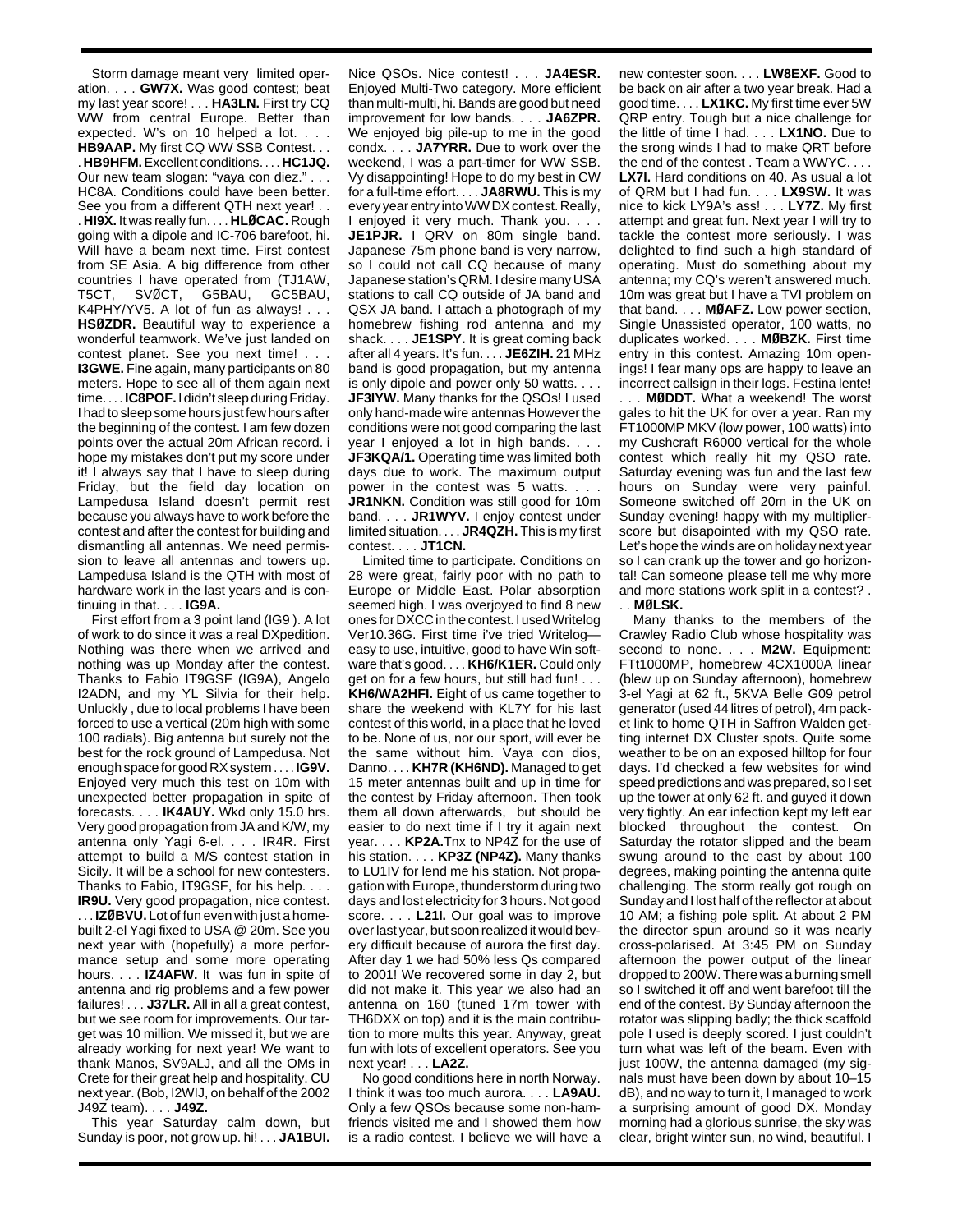Storm damage meant very limited operation. . . . **GW7X.** Was good contest; beat my last year score! . . . **HA3LN.** First try CQ WW from central Europe. Better than expected. W's on 10 helped a lot. . . . **HB9AAP.** My first CQ WW SSB Contest. . . . **HB9HFM.** Excellent conditions. . . . **HC1JQ.** Our new team slogan: "vaya con diez." . . . HC8A. Conditions could have been better. See you from a different QTH next year! . . . **HI9X.** It was really fun. . . . **HLØCAC.** Rough going with a dipole and IC-706 barefoot, hi. Will have a beam next time. First contest from SE Asia. A big difference from other countries I have operated from (TJ1AW, T5CT, SVØCT, G5BAU, GC5BAU, K4PHY/YV5. A lot of fun as always! . . . **HSØZDR.** Beautiful way to experience a wonderful teamwork. We've just landed on contest planet. See you next time! . . . **I3GWE.** Fine again, many participants on 80 meters. Hope to see all of them again next time. . . . **IC8POF.** I didn't sleep during Friday. I had to sleep some hours just few hours after the beginning of the contest. I am few dozen points over the actual 20m African record. i hope my mistakes don't put my score under it! I always say that I have to sleep during Friday, but the field day location on Lampedusa Island doesn't permit rest because you always have to work before the contest and after the contest for building and dismantling all antennas. We need permission to leave all antennas and towers up. Lampedusa Island is the QTH with most of hardware work in the last years and is continuing in that. . . . **IG9A.**

First effort from a 3 point land (IG9 ). A lot of work to do since it was a real DXpedition. Nothing was there when we arrived and nothing was up Monday after the contest. Thanks to Fabio IT9GSF (IG9A), Angelo I2ADN, and my YL Silvia for their help. Unluckly , due to local problems I have been forced to use a vertical (20m high with some 100 radials). Big antenna but surely not the best for the rock ground of Lampedusa. Not enough space for good RX system . . . . **IG9V.** Enjoyed very much this test on 10m with unexpected better propagation in spite of forecasts. . . . **IK4AUY.** Wkd only 15.0 hrs. Very good propagation from JA and K/W, my antenna only Yagi 6-el. . . . IR4R. First attempt to build a M/S contest station in Sicily. It will be a school for new contesters. Thanks to Fabio, IT9GSF, for his help. . . . **IR9U.** Very good propagation, nice contest. . . . **IZØBVU.** Lot of fun even with just a homebuilt 2-el Yagi fixed to USA @ 20m. See you next year with (hopefully) a more performance setup and some more operating hours. . . . **IZ4AFW.** It was fun in spite of antenna and rig problems and a few power failures! . . . **J37LR.** All in all a great contest, but we see room for improvements. Our target was 10 million. We missed it, but we are already working for next year! We want to thank Manos, SV9ALJ, and all the OMs in Crete for their great help and hospitality. CU next year. (Bob, I2WIJ, on behalf of the 2002 J49Z team). . . . **J49Z.**

This year Saturday calm down, but Sunday is poor, not grow up. hi! . . . **JA1BUI.** Nice QSOs. Nice contest! . . . **JA4ESR.** Enjoyed Multi-Two category. More efficient than multi-multi, hi. Bands are good but need improvement for low bands. . . . **JA6ZPR.** We enjoyed big pile-up to me in the good condx. . . . **JA7YRR.** Due to work over the weekend, I was a part-timer for WW SSB. Vy disappointing! Hope to do my best in CW for a full-time effort. . . . **JA8RWU.** This is my every year entry into WW DX contest. Really, I enjoyed it very much. Thank you. . . . **JE1PJR.** I QRV on 80m single band. Japanese 75m phone band is very narrow, so I could not call CQ because of many Japanese station's QRM. I desire many USA stations to call CQ outside of JA band and QSX JA band. I attach a photograph of my homebrew fishing rod antenna and my shack. . . . **JE1SPY.** It is great coming back after all 4 years. It's fun. . . . **JE6ZIH.** 21 MHz band is good propagation, but my antenna is only dipole and power only 50 watts. . . . **JF3IYW.** Many thanks for the QSOs! I used only hand-made wire antennas However the conditions were not good comparing the last year I enjoyed a lot in high bands. . . . **JF3KQA/1.** Operating time was limited both days due to work. The maximum output power in the contest was 5 watts. . . . **JR1NKN.** Condition was still good for 10m band. . . . **JR1WYV.** I enjoy contest under limited situation. . . . **JR4QZH.** This is my first contest. . . . **JT1CN.**

Limited time to participate. Conditions on 28 were great, fairly poor with no path to Europe or Middle East. Polar absorption seemed high. I was overjoyed to find 8 new ones for DXCC in the contest. I used Writelog Ver10.36G. First time i've tried Writelog—easy to use, intuitive, good to have Win software that's good. . . . **KH6/K1ER.** Could only get on for a few hours, but still had fun! . . . **KH6/WA2HFI.** Eight of us came together to share the weekend with KL7Y for his last contest of this world, in a place that he loved to be. None of us, nor our sport, will ever be the same without him. Vaya con dios, Danno. . . . **KH7R (KH6ND).** Managed to get 15 meter antennas built and up in time for the contest by Friday afternoon. Then took them all down afterwards, but should be easier to do next time if I try it again next year. . . . **KP2A.** Tnx to NP4Z for the use of his station. . . . **KP3Z (NP4Z).** Many thanks to LU1IV for lend me his station. Not propagation with Europe, thunderstorm during two days and lost electricity for 3 hours. Not good score. . . . **L21I.** Our goal was to improve over last year, but soon realized it would bevery difficult because of aurora the first day. After day 1 we had 50% less Qs compared to 2001! We recovered some in day 2, but did not make it. This year we also had an antenna on 160 (tuned 17m tower with TH6DXX on top) and it is the main contribution to more mults this year. Anyway, great fun with lots of excellent operators. See you next year! . . . **LA2Z.**

No good conditions here in north Norway. I think it was too much aurora. . . . **LA9AU.** Only a few QSOs because some non-ham-friends visited me and I showed them how is a radio contest. I believe we will have a new contester soon. . . . **LW8EXF.** Good to be back on air after a two year break. Had a good time. . . . **LX1KC.** My first time ever 5W QRP entry. Tough but a nice challenge for the little of time I had. . . . **LX1NO.** Due to the srong winds I had to make QRT before the end of the contest . Team a WWYC. . . . **LX7I.** Hard conditions on 40. As usual a lot of QRM but I had fun. . . . **LX9SW.** It was nice to kick LY9A's ass! . . . **LY7Z.** My first attempt and great fun. Next year I will try to tackle the contest more seriously. I was delighted to find such a high standard of operating. Must do something about my antenna; my CQ's weren't answered much. 10m was great but I have a TVI problem on that band. . . . **MØAFZ.** Low power section, Single Unassisted operator, 100 watts, no duplicates worked. . . . **MØBZK.** First time entry in this contest. Amazing 10m openings! I fear many ops are happy to leave an incorrect callsign in their logs. Festina lente! . . . **MØDDT.** What a weekend! The worst gales to hit the UK for over a year. Ran my FT1000MP MKV (low power, 100 watts) into my Cushcraft R6000 vertical for the whole contest which really hit my QSO rate. Saturday evening was fun and the last few hours on Sunday were very painful. Someone switched off 20m in the UK on Sunday evening! happy with my multiplier-score but disapointed with my QSO rate. Let's hope the winds are on holiday next year so I can crank up the tower and go horizontal! Can someone please tell me why more and more stations work split in a contest? . . . **MØLSK.**

Many thanks to the members of the Crawley Radio Club whose hospitality was second to none. . . . **M2W.** Equipment: FTt1000MP, homebrew 4CX1000A linear (blew up on Sunday afternoon), homebrew 3-el Yagi at 62 ft., 5KVA Belle G09 petrol generator (used 44 litres of petrol), 4m packet link to home QTH in Saffron Walden getting internet DX Cluster spots. Quite some weather to be on an exposed hilltop for four days. I'd checked a few websites for wind speed predictions and was prepared, so I set up the tower at only 62 ft. and guyed it down very tightly. An ear infection kept my left ear blocked throughout the contest. On Saturday the rotator slipped and the beam swung around to the east by about 100 degrees, making pointing the antenna quite challenging. The storm really got rough on Sunday and I lost half of the reflector at about 10 AM; a fishing pole split. At about 2 PM the director spun around so it was nearly cross-polarised. At 3:45 PM on Sunday afternoon the power output of the linear dropped to 200W. There was a burning smell so I switched it off and went barefoot till the end of the contest. By Sunday afternoon the rotator was slipping badly; the thick scaffold pole I used is deeply scored. I just couldn't turn what was left of the beam. Even with just 100W, the antenna damaged (my signals must have been down by about 10–15 dB), and no way to turn it, I managed to work a surprising amount of good DX. Monday morning had a glorious sunrise, the sky was clear, bright winter sun, no wind, beautiful. I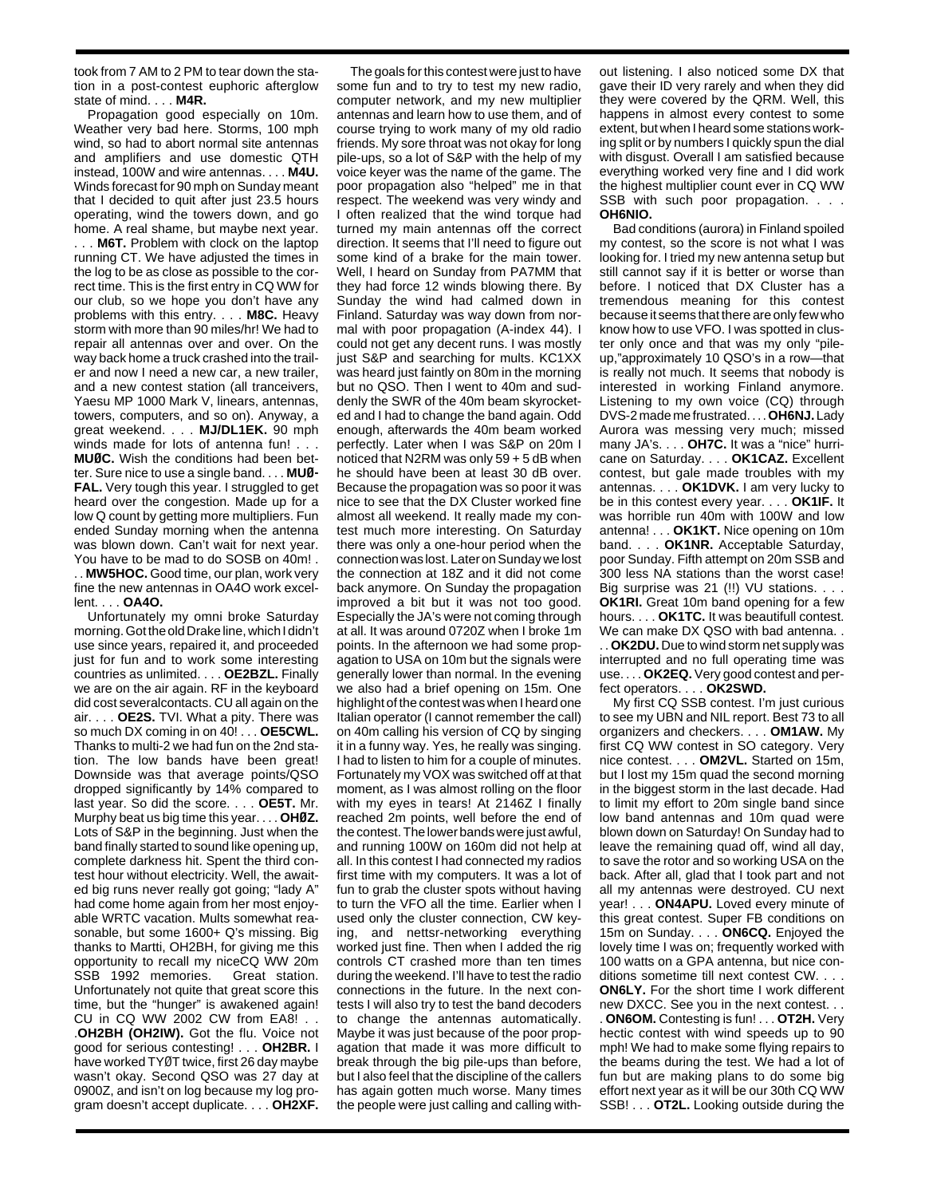took from 7 AM to 2 PM to tear down the station in a post-contest euphoric afterglow state of mind. . . . **M4R.**

Propagation good especially on 10m. Weather very bad here. Storms, 100 mph wind, so had to abort normal site antennas and amplifiers and use domestic QTH instead, 100W and wire antennas. . . . **M4U.** Winds forecast for 90 mph on Sunday meant that I decided to quit after just 23.5 hours operating, wind the towers down, and go home. A real shame, but maybe next year. . . . **M6T.** Problem with clock on the laptop running CT. We have adjusted the times in the log to be as close as possible to the correct time. This is the first entry in CQ WW for our club, so we hope you don't have any problems with this entry. . . . **M8C.** Heavy storm with more than 90 miles/hr! We had to repair all antennas over and over. On the way back home a truck crashed into the trailer and now I need a new car, a new trailer, and a new contest station (all tranceivers, Yaesu MP 1000 Mark V, linears, antennas, towers, computers, and so on). Anyway, a great weekend. . . . **MJ/DL1EK.** 90 mph winds made for lots of antenna fun! . . . **MUØC.** Wish the conditions had been better. Sure nice to use a single band. . . . **MUØFAL.** Very tough this year. I struggled to get heard over the congestion. Made up for a low Q count by getting more multipliers. Fun ended Sunday morning when the antenna was blown down. Can't wait for next year. You have to be mad to do SOSB on 40m! . . . **MW5HOC.** Good time, our plan, work very fine the new antennas in OA4O work excellent. . . . **OA4O.**

Unfortunately my omni broke Saturday morning. Got the old Drake line, which I didn't use since years, repaired it, and proceeded just for fun and to work some interesting countries as unlimited. . . . **OE2BZL.** Finally we are on the air again. RF in the keyboard did cost severalcontacts. CU all again on the air. . . . **OE2S.** TVI. What a pity. There was so much DX coming in on 40! . . . **OE5CWL.** Thanks to multi-2 we had fun on the 2nd station. The low bands have been great! Downside was that average points/QSO dropped significantly by 14% compared to last year. So did the score. . . . **OE5T.** Mr. Murphy beat us big time this year. . . . **OHØZ.** Lots of S&P in the beginning. Just when the band finally started to sound like opening up, complete darkness hit. Spent the third contest hour without electricity. Well, the awaited big runs never really got going; "lady A" had come home again from her most enjoyable WRTC vacation. Mults somewhat reasonable, but some 1600+ Q's missing. Big thanks to Martti, OH2BH, for giving me this opportunity to recall my niceCQ WW 20m SSB 1992 memories. Great station. Unfortunately not quite that great score this time, but the "hunger" is awakened again! CU in CQ WW 2002 CW from EA8! . . .**OH2BH (OH2IW).** Got the flu. Voice not good for serious contesting! . . . **OH2BR.** I have worked TYØT twice, first 26 day maybe wasn't okay. Second QSO was 27 day at 0900Z, and isn't on log because my log program doesn't accept duplicate. . . . **OH2XF.**

The goals for this contest were just to have some fun and to try to test my new radio, computer network, and my new multiplier antennas and learn how to use them, and of course trying to work many of my old radio friends. My sore throat was not okay for long pile-ups, so a lot of S&P with the help of my voice keyer was the name of the game. The poor propagation also "helped" me in that respect. The weekend was very windy and I often realized that the wind torque had turned my main antennas off the correct direction. It seems that I'll need to figure out some kind of a brake for the main tower. Well, I heard on Sunday from PA7MM that they had force 12 winds blowing there. By Sunday the wind had calmed down in Finland. Saturday was way down from normal with poor propagation (A-index 44). I could not get any decent runs. I was mostly just S&P and searching for mults. KC1XX was heard just faintly on 80m in the morning but no QSO. Then I went to 40m and suddenly the SWR of the 40m beam skyrocketed and I had to change the band again. Odd enough, afterwards the 40m beam worked perfectly. Later when I was S&P on 20m I noticed that N2RM was only 59 + 5 dB when he should have been at least 30 dB over. Because the propagation was so poor it was nice to see that the DX Cluster worked fine almost all weekend. It really made my contest much more interesting. On Saturday there was only a one-hour period when the connection was lost. Later on Sunday we lost the connection at 18Z and it did not come back anymore. On Sunday the propagation improved a bit but it was not too good. Especially the JA's were not coming through at all. It was around 0720Z when I broke 1m points. In the afternoon we had some propagation to USA on 10m but the signals were generally lower than normal. In the evening we also had a brief opening on 15m. One highlight of the contest was when I heard one Italian operator (I cannot remember the call) on 40m calling his version of CQ by singing it in a funny way. Yes, he really was singing. I had to listen to him for a couple of minutes. Fortunately my VOX was switched off at that moment, as I was almost rolling on the floor with my eyes in tears! At 2146Z I finally reached 2m points, well before the end of the contest. The lower bands were just awful, and running 100W on 160m did not help at all. In this contest I had connected my radios first time with my computers. It was a lot of fun to grab the cluster spots without having to turn the VFO all the time. Earlier when I used only the cluster connection, CW keying, and nettsr-networking everything worked just fine. Then when I added the rig controls CT crashed more than ten times during the weekend. I'll have to test the radio connections in the future. In the next contests I will also try to test the band decoders to change the antennas automatically. Maybe it was just because of the poor propagation that made it was more difficult to break through the big pile-ups than before, but I also feel that the discipline of the callers has again gotten much worse. Many times the people were just calling and calling without listening. I also noticed some DX that gave their ID very rarely and when they did they were covered by the QRM. Well, this happens in almost every contest to some extent, but when I heard some stations working split or by numbers I quickly spun the dial with disgust. Overall I am satisfied because everything worked very fine and I did work the highest multiplier count ever in CQ WW SSB with such poor propagation. . . . **OH6NIO.**

Bad conditions (aurora) in Finland spoiled my contest, so the score is not what I was looking for. I tried my new antenna setup but still cannot say if it is better or worse than before. I noticed that DX Cluster has a tremendous meaning for this contest because it seems that there are only few who know how to use VFO. I was spotted in cluster only once and that was my only "pile-up,"approximately 10 QSO's in a row—that is really not much. It seems that nobody is interested in working Finland anymore. Listening to my own voice (CQ) through DVS-2 made me frustrated. . . . **OH6NJ.** Lady Aurora was messing very much; missed many JA's. . . . **OH7C.** It was a "nice" hurricane on Saturday. . . . **OK1CAZ.** Excellent contest, but gale made troubles with my antennas. . . . **OK1DVK.** I am very lucky to be in this contest every year. . . . **OK1IF.** It was horrible run 40m with 100W and low antenna! . . . **OK1KT.** Nice opening on 10m band. . . . **OK1NR.** Acceptable Saturday, poor Sunday. Fifth attempt on 20m SSB and 300 less NA stations than the worst case! Big surprise was 21 (!!) VU stations. . . . **OK1RI.** Great 10m band opening for a few hours. . . . **OK1TC.** It was beautifull contest. We can make DX QSO with bad antenna. . . . **OK2DU.** Due to wind storm net supply was interrupted and no full operating time was use. . . . **OK2EQ.** Very good contest and perfect operators. . . . **OK2SWD.**

My first CQ SSB contest. I'm just curious to see my UBN and NIL report. Best 73 to all organizers and checkers. . . . **OM1AW.** My first CQ WW contest in SO category. Very nice contest. . . . **OM2VL.** Started on 15m, but I lost my 15m quad the second morning in the biggest storm in the last decade. Had to limit my effort to 20m single band since low band antennas and 10m quad were blown down on Saturday! On Sunday had to leave the remaining quad off, wind all day, to save the rotor and so working USA on the back. After all, glad that I took part and not all my antennas were destroyed. CU next year! . . . **ON4APU.** Loved every minute of this great contest. Super FB conditions on 15m on Sunday. . . . **ON6CQ.** Enjoyed the lovely time I was on; frequently worked with 100 watts on a GPA antenna, but nice conditions sometime till next contest CW. . . . **ON6LY.** For the short time I work different new DXCC. See you in the next contest. . . . **ON6OM.** Contesting is fun! . . . **OT2H.** Very hectic contest with wind speeds up to 90 mph! We had to make some flying repairs to the beams during the test. We had a lot of fun but are making plans to do some big effort next year as it will be our 30th CQ WW SSB! . . . **OT2L.** Looking outside during the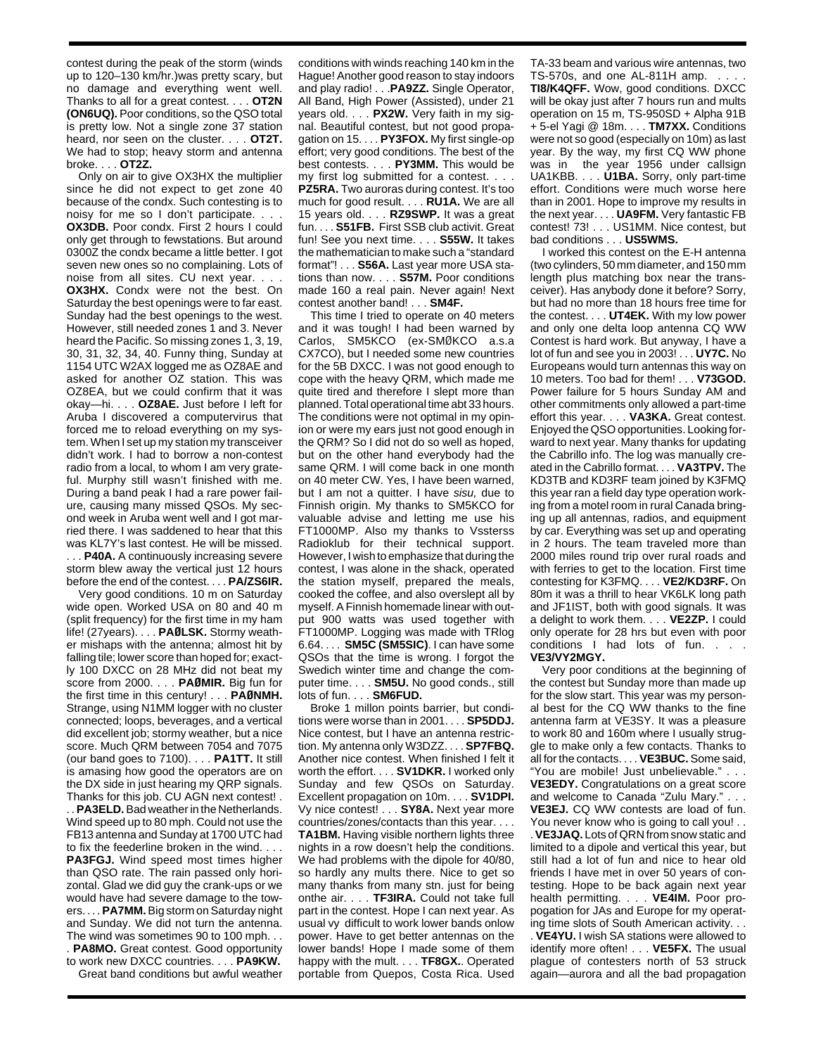contest during the peak of the storm (winds up to 120–130 km/hr.)was pretty scary, but no damage and everything went well. Thanks to all for a great contest. . . . **OT2N (ON6UQ).** Poor conditions, so the QSO total is pretty low. Not a single zone 37 station heard, nor seen on the cluster. . . . **OT2T.** We had to stop; heavy storm and antenna broke. . . . **OT2Z.**

Only on air to give OX3HX the multiplier since he did not expect to get zone 40 because of the condx. Such contesting is to noisy for me so I don't participate. . . . **OX3DB.** Poor condx. First 2 hours I could only get through to fewstations. But around 0300Z the condx became a little better. I got seven new ones so no complaining. Lots of noise from all sites. CU next year. . . . **OX3HX.** Condx were not the best. On Saturday the best openings were to far east. Sunday had the best openings to the west. However, still needed zones 1 and 3. Never heard the Pacific. So missing zones 1, 3, 19, 30, 31, 32, 34, 40. Funny thing, Sunday at 1154 UTC W2AX logged me as OZ8AE and asked for another OZ station. This was OZ8EA, but we could confirm that it was okay—hi. . . . **OZ8AE.** Just before I left for Aruba I discovered a computervirus that forced me to reload everything on my system. When I set up my station my transceiver didn't work. I had to borrow a non-contest radio from a local, to whom I am very grateful. Murphy still wasn't finished with me. During a band peak I had a rare power failure, causing many missed QSOs. My second week in Aruba went well and I got married there. I was saddened to hear that this was KL7Y's last contest. He will be missed. . . . **P40A.** A continuously increasing severe storm blew away the vertical just 12 hours before the end of the contest. . . . **PA/ZS6IR.**

Very good conditions. 10 m on Saturday wide open. Worked USA on 80 and 40 m (split frequency) for the first time in my ham life! (27years). . . . **PAØLSK.** Stormy weather mishaps with the antenna; almost hit by falling tile; lower score than hoped for; exactly 100 DXCC on 28 MHz did not beat my score from 2000. . . . **PAØMIR.** Big fun for the first time in this century! . . . **PAØNMH.** Strange, using N1MM logger with no cluster connected; loops, beverages, and a vertical did excellent job; stormy weather, but a nice score. Much QRM between 7054 and 7075 (our band goes to 7100). . . . **PA1TT.** It still is amasing how good the operators are on the DX side in just hearing my QRP signals. Thanks for this job. CU AGN next contest! . . . **PA3ELD.** Bad weather in the Netherlands. Wind speed up to 80 mph. Could not use the FB13 antenna and Sunday at 1700 UTC had to fix the feederline broken in the wind. . . . **PA3FGJ.** Wind speed most times higher than QSO rate. The rain passed only horizontal. Glad we did guy the crank-ups or we would have had severe damage to the towers. . . . **PA7MM.** Big storm on Saturday night and Sunday. We did not turn the antenna. The wind was sometimes 90 to 100 mph. . . . **PA8MO.** Great contest. Good opportunity to work new DXCC countries. . . . **PA9KW.**

Great band conditions but awful weather conditions with winds reaching 140 km in the Hague! Another good reason to stay indoors and play radio! . . .**PA9ZZ.** Single Operator, All Band, High Power (Assisted), under 21 years old. . . . **PX2W.** Very faith in my signal. Beautiful contest, but not good propagation on 15. . . . **PY3FOX.** My first single-op effort; very good conditions. The best of the best contests. . . . **PY3MM.** This would be my first log submitted for a contest. . . . **PZ5RA.** Two auroras during contest. It's too much for good result. . . . **RU1A.** We are all 15 years old. . . . **RZ9SWP.** It was a great fun. . . . **S51FB.** First SSB club activit. Great fun! See you next time. . . . **S55W.** It takes the mathematician to make such a "standard format"! . . . **S56A.** Last year more USA stations than now. . . . **S57M.** Poor conditions made 160 a real pain. Never again! Next contest another band! . . . **SM4F.**

This time I tried to operate on 40 meters and it was tough! I had been warned by Carlos, SM5KCO (ex-SMØKCO a.s.a CX7CO), but I needed some new countries for the 5B DXCC. I was not good enough to cope with the heavy QRM, which made me quite tired and therefore I slept more than planned. Total operational time abt 33 hours. The conditions were not optimal in my opinion or were my ears just not good enough in the QRM? So I did not do so well as hoped, but on the other hand everybody had the same QRM. I will come back in one month on 40 meter CW. Yes, I have been warned, but I am not a quitter. I have *sisu,* due to Finnish origin. My thanks to SM5KCO for valuable advise and letting me use his FT1000MP. Also my thanks to Vssterss Radioklub for their technical support. However, I wish to emphasize that during the contest, I was alone in the shack, operated the station myself, prepared the meals, cooked the coffee, and also overslept all by myself. A Finnish homemade linear with output 900 watts was used together with FT1000MP. Logging was made with TRlog 6.64. . . . **SM5C (SM5SIC)**. I can have some QSOs that the time is wrong. I forgot the Swedich winter time and change the computer time. . . . **SM5U.** No good conds., still lots of fun. . . . **SM6FUD.**

Broke 1 millon points barrier, but conditions were worse than in 2001. . . . **SP5DDJ.** Nice contest, but I have an antenna restriction. My antenna only W3DZZ. . . . **SP7FBQ.** Another nice contest. When finished I felt it worth the effort. . . . **SV1DKR.** I worked only Sunday and few QSOs on Saturday. Excellent propagation on 10m. . . . **SV1DPI.** Vy nice contest! . . . **SY8A.** Next year more countries/zones/contacts than this year. . . . **TA1BM.** Having visible northern lights three nights in a row doesn't help the conditions. We had problems with the dipole for 40/80, so hardly any mults there. Nice to get so many thanks from many stn. just for being onthe air. . . . **TF3IRA.** Could not take full part in the contest. Hope I can next year. As usual vy difficult to work lower bands onlow power. Have to get better antennas on the lower bands! Hope I made some of them happy with the mult. . . . **TF8GX.**. Operated portable from Quepos, Costa Rica. Used TA-33 beam and various wire antennas, two TS-570s, and one AL-811H amp. . . . . **TI8/K4QFF.** Wow, good conditions. DXCC will be okay just after 7 hours run and mults operation on 15 m, TS-950SD + Alpha 91B + 5-el Yagi @ 18m. . . . **TM7XX.** Conditions were not so good (especially on 10m) as last year. By the way, my first CQ WW phone was in the year 1956 under callsign UA1KBB. . . . **U1BA.** Sorry, only part-time effort. Conditions were much worse here than in 2001. Hope to improve my results in the next year. . . . **UA9FM.** Very fantastic FB contest! 73! . . . US1MM. Nice contest, but bad conditions . . . **US5WMS.**

I worked this contest on the E-H antenna (two cylinders, 50 mm diameter, and 150 mm length plus matching box near the transceiver). Has anybody done it before? Sorry, but had no more than 18 hours free time for the contest. . . . **UT4EK.** With my low power and only one delta loop antenna CQ WW Contest is hard work. But anyway, I have a lot of fun and see you in 2003! . . . **UY7C.** No Europeans would turn antennas this way on 10 meters. Too bad for them! . . . **V73GOD.** Power failure for 5 hours Sunday AM and other commitments only allowed a part-time effort this year. . . . **VA3KA.** Great contest. Enjoyed the QSO opportunities. Looking forward to next year. Many thanks for updating the Cabrillo info. The log was manually created in the Cabrillo format. . . . **VA3TPV.** The KD3TB and KD3RF team joined by K3FMQ this year ran a field day type operation working from a motel room in rural Canada bringing up all antennas, radios, and equipment by car. Everything was set up and operating in 2 hours. The team traveled more than 2000 miles round trip over rural roads and with ferries to get to the location. First time contesting for K3FMQ. . . . **VE2/KD3RF.** On 80m it was a thrill to hear VK6LK long path and JF1IST, both with good signals. It was a delight to work them. . . . **VE2ZP.** I could only operate for 28 hrs but even with poor conditions I had lots of fun. . . . **VE3/VY2MGY.**

Very poor conditions at the beginning of the contest but Sunday more than made up for the slow start. This year was my personal best for the CQ WW thanks to the fine antenna farm at VE3SY. It was a pleasure to work 80 and 160m where I usually struggle to make only a few contacts. Thanks to all for the contacts. . . . **VE3BUC.** Some said, "You are mobile! Just unbelievable." . . . **VE3EDY.** Congratulations on a great score and welcome to Canada "Zulu Mary." . . . **VE3EJ.** CQ WW contests are load of fun. You never know who is going to call you! . . . **VE3JAQ.** Lots of QRN from snow static and limited to a dipole and vertical this year, but still had a lot of fun and nice to hear old friends I have met in over 50 years of contesting. Hope to be back again next year health permitting. . . . **VE4IM.** Poor propagation for JAs and Europe for my operating time slots of South American activity. . . . **VE4YU.** I wish SA stations were allowed to identify more often! . . . **VE5FX.** The usual plague of contesters north of 53 struck again—aurora and all the bad propagation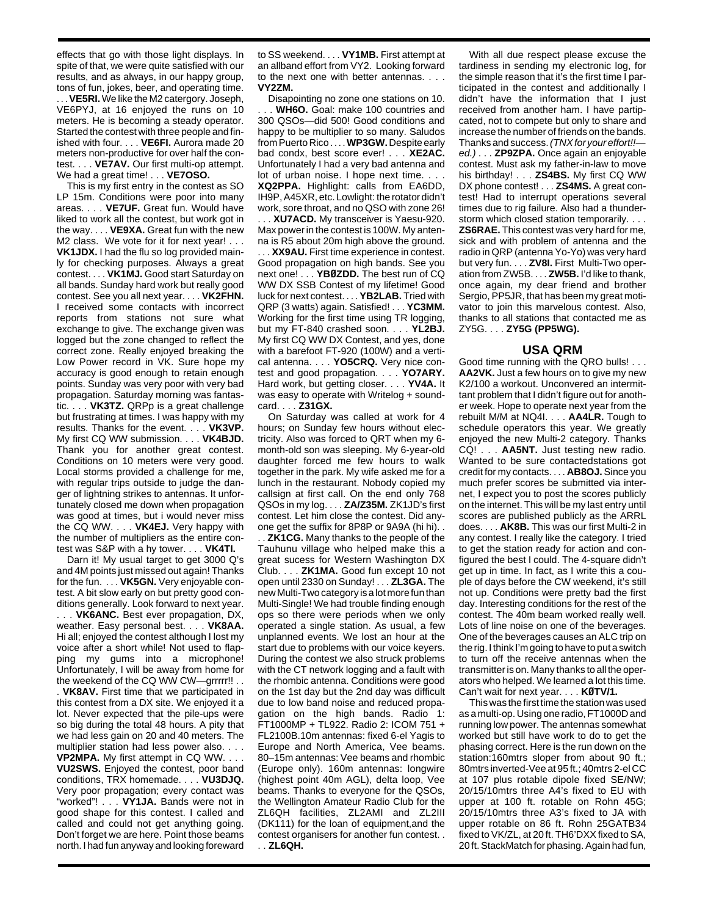effects that go with those light displays. In spite of that, we were quite satisfied with our results, and as always, in our happy group, tons of fun, jokes, beer, and operating time. . . . **VE5RI.** We like the M2 catergory. Joseph, VE6PYJ, at 16 enjoyed the runs on 10 meters. He is becoming a steady operator. Started the contest with three people and finished with four. . . . **VE6FI.** Aurora made 20 meters non-productive for over half the contest. . . . **VE7AV.** Our first multi-op attempt. We had a great time! . . . **VE7OSO.**

This is my first entry in the contest as SO LP 15m. Conditions were poor into many areas. . . . **VE7UF.** Great fun. Would have liked to work all the contest, but work got in the way. . . . **VE9XA.** Great fun with the new M2 class. We vote for it for next year! . . . **VK1JDX.** I had the flu so log provided mainly for checking purposes. Always a great contest. . . . **VK1MJ.** Good start Saturday on all bands. Sunday hard work but really good contest. See you all next year. . . . **VK2FHN.** I received some contacts with incorrect reports from stations not sure what exchange to give. The exchange given was logged but the zone changed to reflect the correct zone. Really enjoyed breaking the Low Power record in VK. Sure hope my accuracy is good enough to retain enough points. Sunday was very poor with very bad propagation. Saturday morning was fantastic. . . . **VK3TZ.** QRPp is a great challenge but frustrating at times. I was happy with my results. Thanks for the event. . . . **VK3VP.** My first CQ WW submission. . . . **VK4BJD.** Thank you for another great contest. Conditions on 10 meters were very good. Local storms provided a challenge for me, with regular trips outside to judge the danger of lightning strikes to antennas. It unfortunately closed me down when propagation was good at times, but i would never miss the CQ WW. . . . **VK4EJ.** Very happy with the number of multipliers as the entire contest was S&P with a hy tower. . . . **VK4TI.**

Darn it! My usual target to get 3000 Q's and 4M points just missed out again! Thanks for the fun. . . . **VK5GN.** Very enjoyable contest. A bit slow early on but pretty good conditions generally. Look forward to next year. . . . **VK6ANC.** Best ever propagation, DX, weather. Easy personal best. . . . **VK8AA.** Hi all; enjoyed the contest although I lost my voice after a short while! Not used to flapping my gums into a microphone! Unfortunately, I will be away from home for the weekend of the CQ WW CW—grrrrr!! . . . **VK8AV.** First time that we participated in this contest from a DX site. We enjoyed it a lot. Never expected that the pile-ups were so big during the total 48 hours. A pity that we had less gain on 20 and 40 meters. The multiplier station had less power also. . . . **VP2MPA.** My first attempt in CQ WW. . . . **VU2SWS.** Enjoyed the contest, poor band conditions, TRX homemade. . . . **VU3DJQ.** Very poor propagation; every contact was "worked"! . . . **VY1JA.** Bands were not in good shape for this contest. I called and called and could not get anything going. Don't forget we are here. Point those beams north. I had fun anyway and looking foreward to SS weekend. . . . **VY1MB.** First attempt at an allband effort from VY2. Looking forward to the next one with better antennas. . . . **VY2ZM.**

Disapointing no zone one stations on 10. . . . **WH6O.** Goal: make 100 countries and 300 QSOs—did 500! Good conditions and happy to be multiplier to so many. Saludos from Puerto Rico . . . . **WP3GW.** Despite early bad condx, best score ever! . . . **XE2AC.** Unfortunately I had a very bad antenna and lot of urban noise. I hope next time. . . . **XQ2PPA.** Highlight: calls from EA6DD, IH9P, A45XR, etc. Lowlight: the rotator didn't work, sore throat, and no QSO with zone 26! . . . **XU7ACD.** My transceiver is Yaesu-920. Max power in the contest is 100W. My antenna is R5 about 20m high above the ground. . . . **XX9AU.** First time experience in contest. Good propagation on high bands. See you next one! . . . **YBØZDD.** The best run of CQ WW DX SSB Contest of my lifetime! Good luck for next contest. . . . **YB2LAB.** Tried with QRP (3 watts) again. Satisfied! . . . **YC3MM.** Working for the first time using TR logging, but my FT-840 crashed soon. . . . **YL2BJ.** My first CQ WW DX Contest, and yes, done with a barefoot FT-920 (100W) and a vertical antenna. . . . **YO5CRQ.** Very nice contest and good propagation. . . . **YO7ARY.** Hard work, but getting closer. . . . **YV4A.** It was easy to operate with Writelog + soundcard. . . . **Z31GX.**

On Saturday was called at work for 4 hours; on Sunday few hours without electricity. Also was forced to QRT when my 6-month-old son was sleeping. My 6-year-old daughter forced me few hours to walk together in the park. My wife asked me for a lunch in the restaurant. Nobody copied my callsign at first call. On the end only 768 QSOs in my log. . . . **ZA/Z35M.** ZK1JD's first contest. Let him close the contest. Did anyone get the suffix for 8P8P or 9A9A (hi hi). . . . **ZK1CG.** Many thanks to the people of the Tauhunu village who helped make this a great sucess for Western Washington DX Club. . . . **ZK1MA.** Good fun except 10 not open until 2330 on Sunday! . . . **ZL3GA.** The new Multi-Two category is a lot more fun than Multi-Single! We had trouble finding enough ops so there were periods when we only operated a single station. As usual, a few unplanned events. We lost an hour at the start due to problems with our voice keyers. During the contest we also struck problems with the CT network logging and a fault with the rhombic antenna. Conditions were good on the 1st day but the 2nd day was difficult due to low band noise and reduced propagation on the high bands. Radio 1: FT1000MP + TL922. Radio 2: ICOM 751 + FL2100B.10m antennas: fixed 6-el Yagis to Europe and North America, Vee beams. 80–15m antennas: Vee beams and rhombic (Europe only). 160m antennas: longwire (highest point 40m AGL), delta loop, Vee beams. Thanks to everyone for the QSOs, the Wellington Amateur Radio Club for the ZL6QH facilities, ZL2AMI and ZL2III (DK111) for the loan of equipment,and the contest organisers for another fun contest. . . . **ZL6QH.**

With all due respect please excuse the tardiness in sending my electronic log, for the simple reason that it's the first time I participated in the contest and additionally I didn't have the information that I just received from another ham. I have partipcated, not to compete but only to share and increase the number of friends on the bands. Thanks and success. *(TNX for your effort!!—ed.)* . . . **ZP9ZPA.** Once again an enjoyable contest. Must ask my father-in-law to move his birthday! . . . **ZS4BS.** My first CQ WW DX phone contest! . . . **ZS4MS.** A great contest! Had to interrupt operations several times due to rig failure. Also had a thunderstorm which closed station temporarily. . . . **ZS6RAE.** This contest was very hard for me, sick and with problem of antenna and the radio in QRP (antenna Yo-Yo) was very hard but very fun. . . . **ZV8I.** First Multi-Two operation from ZW5B. . . . **ZW5B.** I'd like to thank, once again, my dear friend and brother Sergio, PP5JR, that has been my great motivator to join this marvelous contest. Also, thanks to all stations that contacted me as ZY5G. . . . **ZY5G (PP5WG).**

## USA QRM

Good time running with the QRO bulls! . . . **AA2VK.** Just a few hours on to give my new K2/100 a workout. Unconvered an intermittant problem that I didn't figure out for another week. Hope to operate next year from the rebuilt M/M at NQ4I. . . . **AA4LR.** Tough to schedule operators this year. We greatly enjoyed the new Multi-2 category. Thanks CQ! . . . **AA5NT.** Just testing new radio. Wanted to be sure contactedstations got credit for my contacts. . . . **AB8OJ.** Since you much prefer scores be submitted via internet, I expect you to post the scores publicly on the internet. This will be my last entry until scores are published publicly as the ARRL does. . . . **AK8B.** This was our first Multi-2 in any contest. I really like the category. I tried to get the station ready for action and configured the best I could. The 4-square didn't get up in time. In fact, as I write this a couple of days before the CW weekend, it's still not up. Conditions were pretty bad the first day. Interesting conditions for the rest of the contest. The 40m beam worked really well. Lots of line noise on one of the beverages. One of the beverages causes an ALC trip on the rig. I think I'm going to have to put a switch to turn off the receive antennas when the transmitter is on. Many thanks to all the operators who helped. We learned a lot this time. Can't wait for next year. . . . **KØTV/1.**

This was the first time the station was used as a multi-op. Using one radio, FT1000D and running low power. The antennas somewhat worked but still have work to do to get the phasing correct. Here is the run down on the station:160mtrs sloper from about 90 ft.; 80mtrs inverted-Vee at 95 ft.; 40mtrs 2-el CC at 107 plus rotable dipole fixed SE/NW; 20/15/10mtrs three A4's fixed to EU with upper at 100 ft. rotable on Rohn 45G; 20/15/10mtrs three A3's fixed to JA with upper rotable on 86 ft. Rohn 25GATB34 fixed to VK/ZL, at 20 ft. TH6'DXX fixed to SA, 20 ft. StackMatch for phasing. Again had fun,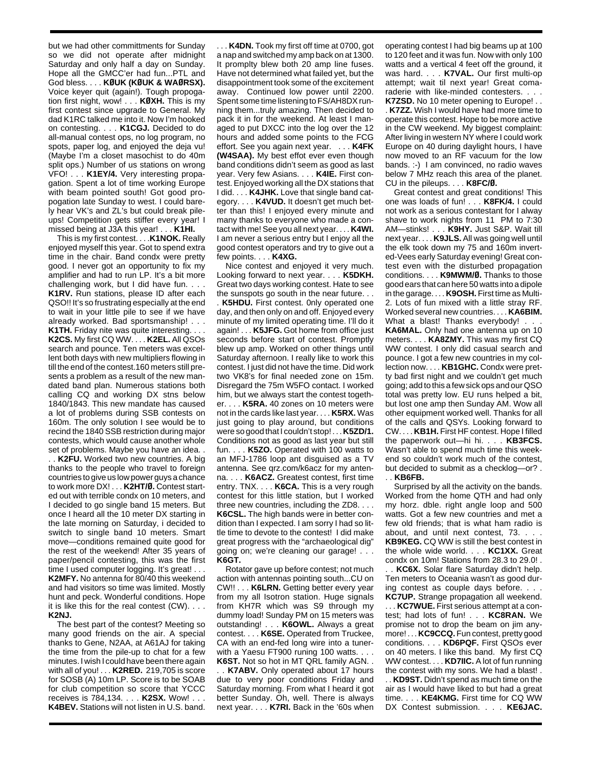but we had other committments for Sunday so we did not operate after midnight Saturday and only half a day on Sunday. Hope all the GMCC'er had fun...PTL and God bless. . . . **KØUK (KØUK & WAØRSX).** Voice keyer quit (again!). Tough propogation first night, wow! . . . **KØXH.** This is my first contest since upgrade to General. My dad K1RC talked me into it. Now I'm hooked on contesting. . . . **K1CGJ.** Decided to do all-manual contest ops, no log program, no spots, paper log, and enjoyed the deja vu! (Maybe I'm a closet masochist to do 40m split ops.) Number of us stations on wrong VFO! . . . **K1EY/4.** Very interesting propagation. Spent a lot of time working Europe with beam pointed south! Got good propagation late Sunday to west. I could barely hear VK's and ZL's but could break pileups! Competition gets stiffer every year! I missed being at J3A this year! . . . **K1HI.**

This is my first contest. . . .**K1NOK.** Really enjoyed myself this year. Got to spend extra time in the chair. Band condx were pretty good. I never got an opportunity to fix my amplifier and had to run LP. It's a bit more challenging work, but I did have fun. . . . **K1RV.** Run stations, please ID after each QSO!! It's so frustrating especially at the end to wait in your little pile to see if we have already worked. Bad sportsmanship! . . . **K1TH.** Friday nite was quite interesting. . . . **K2CS.** My first CQ WW. . . . **K2EL.** All QSOs search and pounce. Ten meters was excellent both days with new multipliers flowing in till the end of the contest.160 meters still presents a problem as a result of the new mandated band plan. Numerous stations both calling CQ and working DX stns below 1840/1843. This new mandate has caused a lot of problems during SSB contests on 160m. The only solution I see would be to recind the 1840 SSB restriction during major contests, which would cause another whole set of problems. Maybe you have an idea. . . . **K2FU.** Worked two new countries. A big thanks to the people who travel to foreign countries to give us low power guys a chance to work more DX! . . . **K2HT/Ø.** Contest started out with terrible condx on 10 meters, and I decided to go single band 15 meters. But once I heard all the 10 meter DX starting in the late morning on Saturday, i decided to switch to single band 10 meters. Smart move—conditions remained quite good for the rest of the weekend! After 35 years of paper/pencil contesting, this was the first time I used computer logging. It's great! . . . **K2MFY.** No antenna for 80/40 this weekend and had visitors so time was limited. Mostly hunt and peck. Wonderful conditions. Hope it is like this for the real contest (CW). . . . **K2NJ.**

The best part of the contest? Meeting so many good friends on the air. A special thanks to Gene, N2AA, at A61AJ for taking the time from the pile-up to chat for a few minutes. I wish I could have been there again with all of you! . . . **K2RED.** 219,705 is score for SOSB (A) 10m LP. Score is to be SOAB for club competition so score that YCCC receives is 784,134. . . . **K2SX.** Wow! . . . **K4BEV.** Stations will not listen in U.S. band. . . . **K4DN.** Took my first off time at 0700, got a nap and switched my amp back on at 1300. It promplty blew both 20 amp line fuses. Have not determined what failed yet, but the disappointment took some of the excitement away. Continued low power until 2200. Spent some time listening to FS/AH8DX running them...truly amazing. Then decided to pack it in for the weekend. At least I managed to put DXCC into the log over the 12 hours and added some points to the FCG effort. See you again next year. . . . **K4FK (W4SAA).** My best effot ever even though band conditions didn't seem as good as last year. Very few Asians. . . . **K4IE.** First contest. Enjoyed working all the DX stations that I did. . . . **K4JHK.** Love that single band category. . . . **K4VUD.** It doesn't get much better than this! I enjoyed every minute and many thanks to everyone who made a contact with me! See you all next year. . . . **K4WI.** I am never a serious entry but I enjoy all the good contest operators and try to give out a few points. . . . **K4XG.**

Nice contest and enjoyed it very much. Looking forward to next year. . . . **K5DKH.** Great two days working contest. Hate to see the sunspots go south in the near future. . . . **K5HDU.** First contest. 0nly operated one day, and then only on and off. Enjoyed every minute of my limited operating time. I'll do it again! . . . **K5JFG.** Got home from office just seconds before start of contest. Promptly blew up amp. Worked on other things until Saturday afternoon. I really like to work this contest. I just did not have the time. Did work two VK8's for final needed zone on 15m. Disregard the 75m W5FO contact. I worked him, but we always start the contest together. . . . **K5RA.** 40 zones on 10 meters were not in the cards like last year. . . . **K5RX.** Was just going to play around, but conditions were so good that I couldn't stop! . . . **K5ZD/1.** Conditions not as good as last year but still fun. . . . **K5ZO.** Operated with 100 watts to an MFJ-1786 loop ant disguised as a TV antenna. See qrz.com/k6acz for my antenna. . . . **K6ACZ.** Greatest contest, first time entry. TNX. . . . **K6CA.** This is a very rough contest for this little station, but I worked three new countries, including the ZD8. . . . **K6CSL.** The high bands were in better condition than I expected. I am sorry I had so little time to devote to the contest! I did make great progress with the "archaeological dig" going on; we're cleaning our garage! . . . **K6GT.**

Rotator gave up before contest; not much action with antennas pointing south...CU on CW!! . . . **K6LRN.** Getting better every year from my all Isotron station. Huge signals from KH7R which was S9 through my dummy load! Sunday PM on 15 meters was outstanding! . . . **K6OWL.** Always a great contest. . . . **K6SE.** Operated from Truckee, CA with an end-fed long wire into a tuner-with a Yaesu FT900 runing 100 watts. . . . **K6ST.** Not so hot in MT QRL family AGN. . . . **K7ABV.** Only operated about 17 hours due to very poor conditions Friday and Saturday morning. From what I heard it got better Sunday. Oh, well. There is always next year. . . . **K7RI.** Back in the '60s when operating contest I had big beams up at 100 to 120 feet and it was fun. Now with only 100 watts and a vertical 4 feet off the ground, it was hard. . . . **K7VAL.** Our first multi-op attempt; wait til next year! Great comaraderie with like-minded contesters. . . . **K7ZSD.** No 10 meter opening to Europe! . . . **K7ZZ.** Wish I would have had more time to operate this contest. Hope to be more active in the CW weekend. My biggest complaint: After living in western NY where I could work Europe on 40 during daylight hours, I have now moved to an RF vacuum for the low bands. :-) I am convinced, no radio waves below 7 MHz reach this area of the planet. CU in the pileups. . . . **K8FC/Ø.**

Great contest and great conditions! This one was loads of fun! . . . **K8FK/4.** I could not work as a serious contestant for I alway shave to work nights from 11 PM to 7:30 AM—stinks! . . . **K9HY.** Just S&P. Wait till next year. . . . **K9JLS.** All was going well until the elk took down my 75 and 160m inverted-Vees early Saturday evening! Great contest even with the disturbed propagation conditions. . . . **K9MWM/Ø.** Thanks to those good ears that can here 50 watts into a dipole in the garage. . . . **K9OSH.** First time as Multi-2. Lots of fun mixed with a little stray RF. Worked several new countries. . . . **KA6BIM.** What a blast! Thanks everybody! . . . **KA6MAL.** Only had one antenna up on 10 meters. . . . **KA8ZMY.** This was my first CQ WW contest. I only did casual search and pounce. I got a few new countries in my collection now. . . . **KB1GHC.** Condx were pretty bad first night and we couldn't get much going; add to this a few sick ops and our QSO total was pretty low. EU runs helped a bit, but lost one amp then Sunday AM. Wow all other equipment worked well. Thanks for all of the calls and QSYs. Looking forward to CW. . . . **KB1H.** First HF contest. Hope I filled the paperwork out—hi hi. . . . **KB3FCS.** Wasn't able to spend much time this weekend so couldn't work much of the contest, but decided to submit as a checklog—or? . . . **KB6FB.**

Surprised by all the activity on the bands. Worked from the home QTH and had only my horz. dble. right angle loop and 500 watts. Got a few new countries and met a few old friends; that is what ham radio is about, and until next contest, 73. . . . **KB9KEG.** CQ WW is still the best contest in the whole wide world. . . . **KC1XX.** Great condx on 10m! Stations from 28.3 to 29.0! . . . **KC6X.** Solar flare Saturday didn't help. Ten meters to Oceania wasn't as good during contest as couple days before. . . . **KC7UP.** Strange propagation all weekend. . . . **KC7WUE.** First serious attempt at a contest; had lots of fun! . . . **KC8RAN.** We promise not to drop the beam on jim anymore! . . . **KC9CCQ.** Fun contest, pretty good conditions. . . . **KD6PQF.** First QSOs ever on 40 meters. I like this band. My first CQ WW contest. . . . **KD7IIC.** A lot of fun running the contest with my sons. We had a blast! . . . **KD9ST.** Didn't spend as much time on the air as I would have liked to but had a great time. . . . **KE4KMG.** First time for CQ WW DX Contest submission. . . . **KE6JAC.**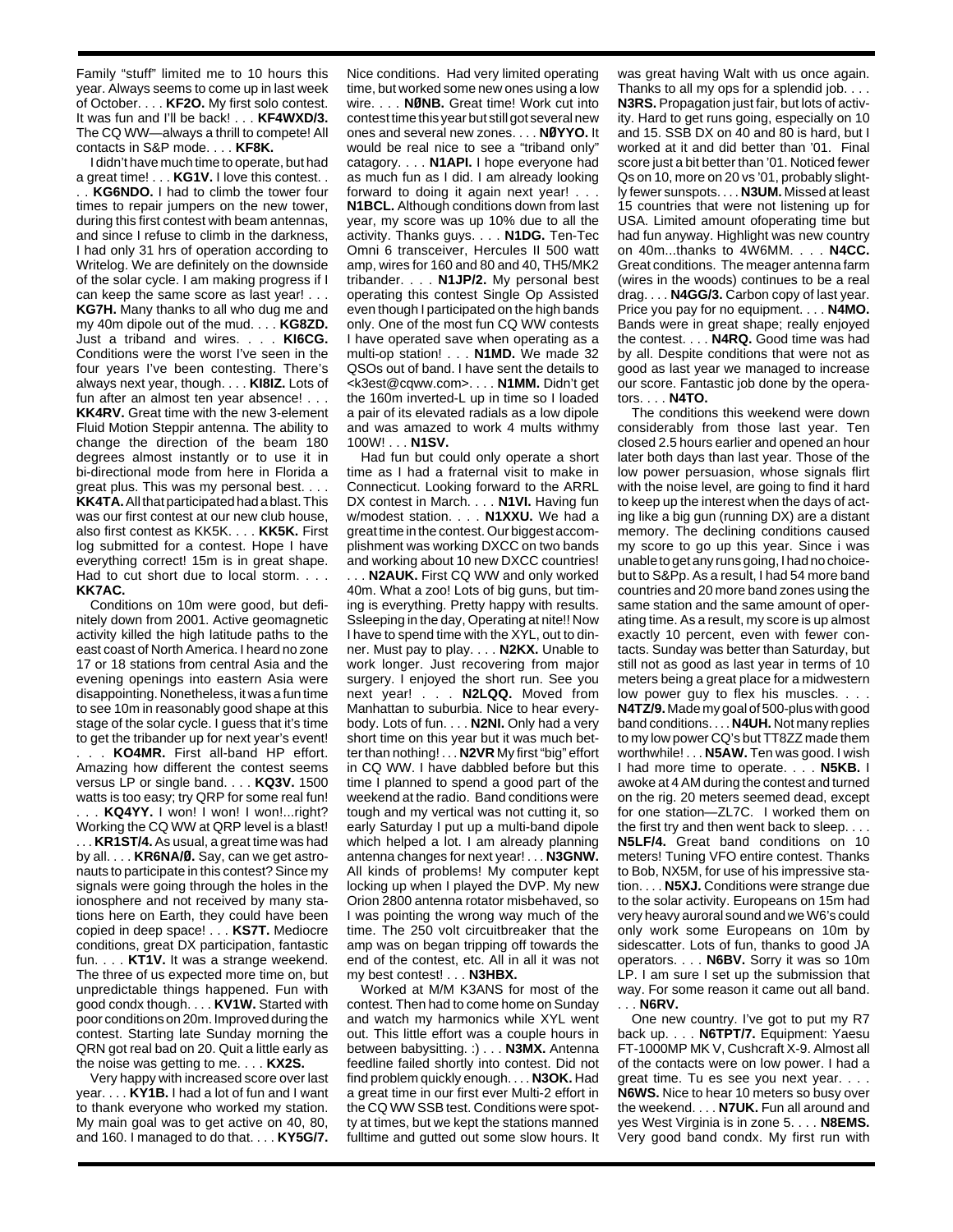Family "stuff" limited me to 10 hours this year. Always seems to come up in last week of October. . . . **KF2O.** My first solo contest. It was fun and I'll be back! . . . **KF4WXD/3.** The CQ WW—always a thrill to compete! All contacts in S&P mode. . . . **KF8K.**

I didn't have much time to operate, but had a great time! . . . **KG1V.** I love this contest. . . . **KG6NDO.** I had to climb the tower four times to repair jumpers on the new tower, during this first contest with beam antennas, and since I refuse to climb in the darkness, I had only 31 hrs of operation according to Writelog. We are definitely on the downside of the solar cycle. I am making progress if I can keep the same score as last year! . . . **KG7H.** Many thanks to all who dug me and my 40m dipole out of the mud. . . . **KG8ZD.** Just a triband and wires. . . . **KI6CG.** Conditions were the worst I've seen in the four years I've been contesting. There's always next year, though. . . . **KI8IZ.** Lots of fun after an almost ten year absence! . . . **KK4RV.** Great time with the new 3-element Fluid Motion Steppir antenna. The ability to change the direction of the beam 180 degrees almost instantly or to use it in bi-directional mode from here in Florida a great plus. This was my personal best. . . . **KK4TA.** All that participated had a blast. This was our first contest at our new club house, also first contest as KK5K. . . . **KK5K.** First log submitted for a contest. Hope I have everything correct! 15m is in great shape. Had to cut short due to local storm. . . . **KK7AC.**

Conditions on 10m were good, but definitely down from 2001. Active geomagnetic activity killed the high latitude paths to the east coast of North America. I heard no zone 17 or 18 stations from central Asia and the evening openings into eastern Asia were disappointing. Nonetheless, it was a fun time to see 10m in reasonably good shape at this stage of the solar cycle. I guess that it's time to get the tribander up for next year's event! . . . **KO4MR.** First all-band HP effort. Amazing how different the contest seems versus LP or single band. . . . **KQ3V.** 1500 watts is too easy; try QRP for some real fun! . . . **KQ4YY.** I won! I won! I won!...right? Working the CQ WW at QRP level is a blast! . . . **KR1ST/4.** As usual, a great time was had by all. . . . **KR6NA/Ø.** Say, can we get astronauts to participate in this contest? Since my signals were going through the holes in the ionosphere and not received by many stations here on Earth, they could have been copied in deep space! . . . **KS7T.** Mediocre conditions, great DX participation, fantastic fun. . . . **KT1V.** It was a strange weekend. The three of us expected more time on, but unpredictable things happened. Fun with good condx though. . . . **KV1W.** Started with poor conditions on 20m. Improved during the contest. Starting late Sunday morning the QRN got real bad on 20. Quit a little early as the noise was getting to me. . . . **KX2S.**

Very happy with increased score over last year. . . . **KY1B.** I had a lot of fun and I want to thank everyone who worked my station. My main goal was to get active on 40, 80, and 160. I managed to do that. . . . **KY5G/7.** Nice conditions. Had very limited operating time, but worked some new ones using a low wire. . . . **NØNB.** Great time! Work cut into contest time this year but still got several new ones and several new zones. . . . **NØYYO.** It would be real nice to see a "triband only" catagory. . . . **N1API.** I hope everyone had as much fun as I did. I am already looking forward to doing it again next year! . . . **N1BCL.** Although conditions down from last year, my score was up 10% due to all the activity. Thanks guys. . . . **N1DG.** Ten-Tec Omni 6 transceiver, Hercules II 500 watt amp, wires for 160 and 80 and 40, TH5/MK2 tribander. . . . **N1JP/2.** My personal best operating this contest Single Op Assisted even though I participated on the high bands only. One of the most fun CQ WW contests I have operated save when operating as a multi-op station! . . . **N1MD.** We made 32 QSOs out of band. I have sent the details to <k3est@cqww.com>. . . . **N1MM.** Didn't get the 160m inverted-L up in time so I loaded a pair of its elevated radials as a low dipole and was amazed to work 4 mults withmy 100W! . . . **N1SV.**

Had fun but could only operate a short time as I had a fraternal visit to make in Connecticut. Looking forward to the ARRL DX contest in March. . . . **N1VI.** Having fun w/modest station. . . . **N1XXU.** We had a great time in the contest. Our biggest accomplishment was working DXCC on two bands and working about 10 new DXCC countries! . . . **N2AUK.** First CQ WW and only worked 40m. What a zoo! Lots of big guns, but timing is everything. Pretty happy with results. Ssleeping in the day, Operating at nite!! Now I have to spend time with the XYL, out to dinner. Must pay to play. . . . **N2KX.** Unable to work longer. Just recovering from major surgery. I enjoyed the short run. See you next year! . . . **N2LQQ.** Moved from Manhattan to suburbia. Nice to hear everybody. Lots of fun. . . . **N2NI.** Only had a very short time on this year but it was much better than nothing! . . . **N2VR** My first "big" effort in CQ WW. I have dabbled before but this time I planned to spend a good part of the weekend at the radio. Band conditions were tough and my vertical was not cutting it, so early Saturday I put up a multi-band dipole which helped a lot. I am already planning antenna changes for next year! . . . **N3GNW.** All kinds of problems! My computer kept locking up when I played the DVP. My new Orion 2800 antenna rotator misbehaved, so I was pointing the wrong way much of the time. The 250 volt circuitbreaker that the amp was on began tripping off towards the end of the contest, etc. All in all it was not my best contest! . . . **N3HBX.**

Worked at M/M K3ANS for most of the contest. Then had to come home on Sunday and watch my harmonics while XYL went out. This little effort was a couple hours in between babysitting. :) . . . **N3MX.** Antenna feedline failed shortly into contest. Did not find problem quickly enough. . . . **N3OK.** Had a great time in our first ever Multi-2 effort in the CQ WW SSB test. Conditions were spotty at times, but we kept the stations manned fulltime and gutted out some slow hours. It was great having Walt with us once again. Thanks to all my ops for a splendid job. . . . **N3RS.** Propagation just fair, but lots of activity. Hard to get runs going, especially on 10 and 15. SSB DX on 40 and 80 is hard, but I worked at it and did better than '01. Final score just a bit better than '01. Noticed fewer Qs on 10, more on 20 vs '01, probably slightly fewer sunspots. . . . **N3UM.** Missed at least 15 countries that were not listening up for USA. Limited amount ofoperating time but had fun anyway. Highlight was new country on 40m...thanks to 4W6MM. . . . **N4CC.** Great conditions. The meager antenna farm (wires in the woods) continues to be a real drag. . . . **N4GG/3.** Carbon copy of last year. Price you pay for no equipment. . . . **N4MO.** Bands were in great shape; really enjoyed the contest. . . . **N4RQ.** Good time was had by all. Despite conditions that were not as good as last year we managed to increase our score. Fantastic job done by the operators. . . . **N4TO.**

The conditions this weekend were down considerably from those last year. Ten closed 2.5 hours earlier and opened an hour later both days than last year. Those of the low power persuasion, whose signals flirt with the noise level, are going to find it hard to keep up the interest when the days of acting like a big gun (running DX) are a distant memory. The declining conditions caused my score to go up this year. Since i was unable to get any runs going, I had no choice-but to S&Pp. As a result, I had 54 more band countries and 20 more band zones using the same station and the same amount of operating time. As a result, my score is up almost exactly 10 percent, even with fewer contacts. Sunday was better than Saturday, but still not as good as last year in terms of 10 meters being a great place for a midwestern low power guy to flex his muscles. . . . **N4TZ/9.** Made my goal of 500-plus with good band conditions. . . . **N4UH.** Not many replies to my low power CQ's but TT8ZZ made them worthwhile! . . . **N5AW.** Ten was good. I wish I had more time to operate. . . . **N5KB.** I awoke at 4 AM during the contest and turned on the rig. 20 meters seemed dead, except for one station—ZL7C. I worked them on the first try and then went back to sleep. . . . **N5LF/4.** Great band conditions on 10 meters! Tuning VFO entire contest. Thanks to Bob, NX5M, for use of his impressive station. . . . **N5XJ.** Conditions were strange due to the solar activity. Europeans on 15m had very heavy auroral sound and we W6's could only work some Europeans on 10m by sidescatter. Lots of fun, thanks to good JA operators. . . . **N6BV.** Sorry it was so 10m LP. I am sure I set up the submission that way. For some reason it came out all band. . . . **N6RV.**

One new country. I've got to put my R7 back up. . . . **N6TPT/7.** Equipment: Yaesu FT-1000MP MK V, Cushcraft X-9. Almost all of the contacts were on low power. I had a great time. Tu es see you next year. . . . **N6WS.** Nice to hear 10 meters so busy over the weekend. . . . **N7UK.** Fun all around and yes West Virginia is in zone 5. . . . **N8EMS.** Very good band condx. My first run with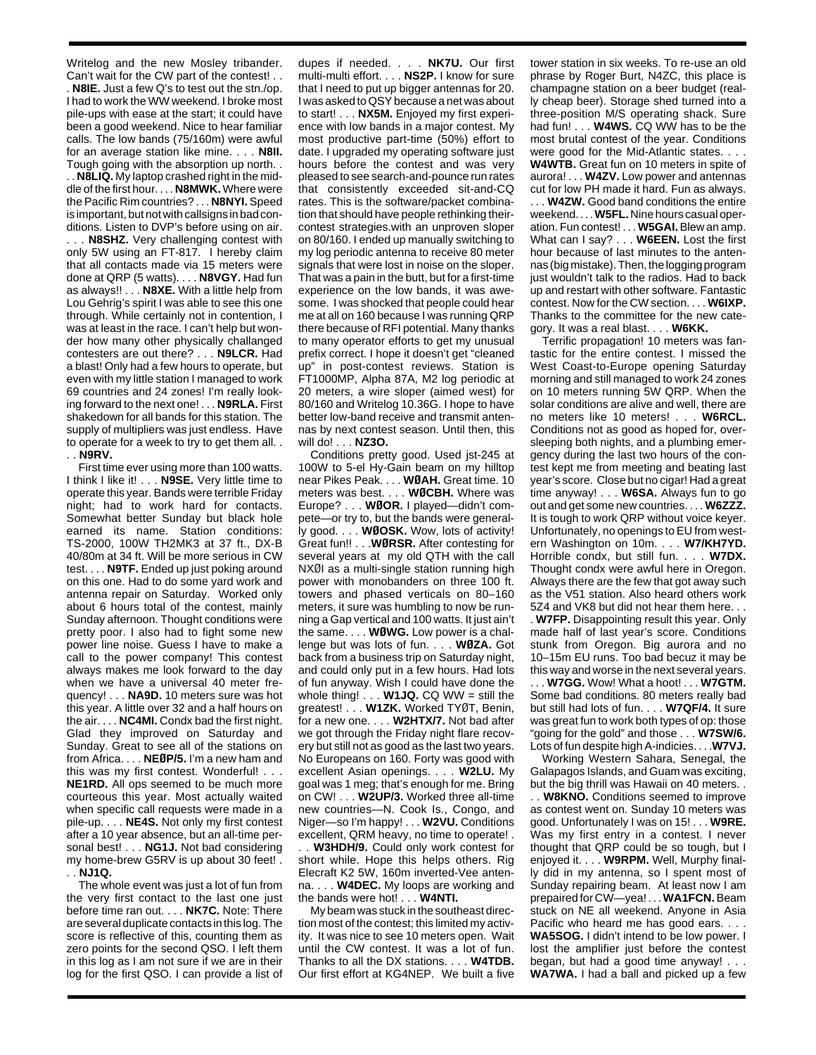Writelog and the new Mosley tribander. Can't wait for the CW part of the contest! . . . **N8IE.** Just a few Q's to test out the stn./op. I had to work the WW weekend. I broke most pile-ups with ease at the start; it could have been a good weekend. Nice to hear familiar calls. The low bands (75/160m) were awful for an average station like mine. . . . **N8II.** Tough going with the absorption up north. . . . **N8LIQ.** My laptop crashed right in the middle of the first hour. . . . **N8MWK.** Where were the Pacific Rim countries? . . . **N8NYI.** Speed is important, but not with callsigns in bad conditions. Listen to DVP's before using on air. . . . **N8SHZ.** Very challenging contest with only 5W using an FT-817. I hereby claim that all contacts made via 15 meters were done at QRP (5 watts). . . . **N8VGY.** Had fun as always!! . . . **N8XE.** With a little help from Lou Gehrig's spirit I was able to see this one through. While certainly not in contention, I was at least in the race. I can't help but wonder how many other physically challanged contesters are out there? . . . **N9LCR.** Had a blast! Only had a few hours to operate, but even with my little station I managed to work 69 countries and 24 zones! I'm really looking forward to the next one! . . . **N9RLA.** First shakedown for all bands for this station. The supply of multipliers was just endless. Have to operate for a week to try to get them all. . . . **N9RV.**

First time ever using more than 100 watts. I think I like it! . . . **N9SE.** Very little time to operate this year. Bands were terrible Friday night; had to work hard for contacts. Somewhat better Sunday but black hole earned its name. Station conditions: TS-2000, 100W TH2MK3 at 37 ft., DX-B 40/80m at 34 ft. Will be more serious in CW test. . . . **N9TF.** Ended up just poking around on this one. Had to do some yard work and antenna repair on Saturday. Worked only about 6 hours total of the contest, mainly Sunday afternoon. Thought conditions were pretty poor. I also had to fight some new power line noise. Guess I have to make a call to the power company! This contest always makes me look forward to the day when we have a universal 40 meter frequency! . . . **NA9D.** 10 meters sure was hot this year. A little over 32 and a half hours on the air. . . . **NC4MI.** Condx bad the first night. Glad they improved on Saturday and Sunday. Great to see all of the stations on from Africa. . . . **NEØP/5.** I'm a new ham and this was my first contest. Wonderful! . . . **NE1RD.** All ops seemed to be much more courteous this year. Most actually waited when specific call requests were made in a pile-up. . . . **NE4S.** Not only my first contest after a 10 year absence, but an all-time personal best! . . . **NG1J.** Not bad considering my home-brew G5RV is up about 30 feet! . . . **NJ1Q.**

The whole event was just a lot of fun from the very first contact to the last one just before time ran out. . . . **NK7C.** Note: There are several duplicate contacts in this log. The score is reflective of this, counting them as zero points for the second QSO. I left them in this log as I am not sure if we are in their log for the first QSO. I can provide a list of dupes if needed. . . . **NK7U.** Our first multi-multi effort. . . . **NS2P.** I know for sure that I need to put up bigger antennas for 20. I was asked to QSY because a net was about to start! . . . **NX5M.** Enjoyed my first experience with low bands in a major contest. My most productive part-time (50%) effort to date. I upgraded my operating software just hours before the contest and was very pleased to see search-and-pounce run rates that consistently exceeded sit-and-CQ rates. This is the software/packet combination that should have people rethinking their contest strategies.with an unproven sloper on 80/160. I ended up manually switching to my log periodic antenna to receive 80 meter signals that were lost in noise on the sloper. That was a pain in the butt, but for a first-time experience on the low bands, it was awesome. I was shocked that people could hear me at all on 160 because I was running QRP there because of RFI potential. Many thanks to many operator efforts to get my unusual prefix correct. I hope it doesn't get "cleaned up" in post-contest reviews. Station is FT1000MP, Alpha 87A, M2 log periodic at 20 meters, a wire sloper (aimed west) for 80/160 and Writelog 10.36G. I hope to have better low-band receive and transmit antennas by next contest season. Until then, this will do! . . . **NZ3O.**

Conditions pretty good. Used jst-245 at 100W to 5-el Hy-Gain beam on my hilltop near Pikes Peak. . . . **WØAH.** Great time. 10 meters was best. . . . **WØCBH.** Where was Europe? . . . **WØOR.** I played—didn't compete—or try to, but the bands were generally good. . . . **WØOSK.** Wow, lots of activity! Great fun!! . . .**WØRSR.** After contesting for several years at my old QTH with the call NXØI as a multi-single station running high power with monobanders on three 100 ft. towers and phased verticals on 80–160 meters, it sure was humbling to now be running a Gap vertical and 100 watts. It just ain't the same. . . . **WØWG.** Low power is a challenge but was lots of fun. . . . **WØZA.** Got back from a business trip on Saturday night, and could only put in a few hours. Had lots of fun anyway. Wish I could have done the whole thing! . . . **W1JQ.** CQ WW = still the greatest! . . . **W1ZK.** Worked TYØT, Benin, for a new one. . . . **W2HTX/7.** Not bad after we got through the Friday night flare recovery but still not as good as the last two years. No Europeans on 160. Forty was good with excellent Asian openings. . . . **W2LU.** My goal was 1 meg; that's enough for me. Bring on CW! . . . **W2UP/3.** Worked three all-time new countries—N. Cook Is., Congo, and Niger—so I'm happy! . . . **W2VU.** Conditions excellent, QRM heavy, no time to operate! . . . **W3HDH/9.** Could only work contest for short while. Hope this helps others. Rig Elecraft K2 5W, 160m inverted-Vee antenna. . . . **W4DEC.** My loops are working and the bands were hot! . . . **W4NTI.**

My beam was stuck in the southeast direction most of the contest; this limited my activity. It was nice to see 10 meters open. Wait until the CW contest. It was a lot of fun. Thanks to all the DX stations. . . . **W4TDB.** Our first effort at KG4NEP. We built a five tower station in six weeks. To re-use an old phrase by Roger Burt, N4ZC, this place is champagne station on a beer budget (really cheap beer). Storage shed turned into a three-position M/S operating shack. Sure had fun! . . . **W4WS.** CQ WW has to be the most brutal contest of the year. Conditions were good for the Mid-Atlantic states. . . . **W4WTB.** Great fun on 10 meters in spite of aurora! . . . **W4ZV.** Low power and antennas cut for low PH made it hard. Fun as always. . . . **W4ZW.** Good band conditions the entire weekend. . . . **W5FL.** Nine hours casual operation. Fun contest! . . . **W5GAI.** Blew an amp. What can I say? . . . **W6EEN.** Lost the first hour because of last minutes to the antennas (big mistake). Then, the logging program just wouldn't talk to the radios. Had to back up and restart with other software. Fantastic contest. Now for the CW section. . . . **W6IXP.** Thanks to the committee for the new category. It was a real blast. . . . **W6KK.**

Terrific propagation! 10 meters was fantastic for the entire contest. I missed the West Coast-to-Europe opening Saturday morning and still managed to work 24 zones on 10 meters running 5W QRP. When the solar conditions are alive and well, there are no meters like 10 meters! . . . **W6RCL.** Conditions not as good as hoped for, oversleeping both nights, and a plumbing emergency during the last two hours of the contest kept me from meeting and beating last year's score. Close but no cigar! Had a great time anyway! . . . **W6SA.** Always fun to go out and get some new countries. . . . **W6ZZZ.** It is tough to work QRP without voice keyer. Unfortunately, no openings to EU from western Washington on 10m. . . . **W7/KH7YD.** Horrible condx, but still fun. . . . **W7DX.** Thought condx were awful here in Oregon. Always there are the few that got away such as the V51 station. Also heard others work 5Z4 and VK8 but did not hear them here. . . . **W7FP.** Disappointing result this year. Only made half of last year's score. Conditions stunk from Oregon. Big aurora and no 10–15m EU runs. Too bad becuz it may be this way and worse in the next several years. . . . **W7GG.** Wow! What a hoot! . . . **W7GTM.** Some bad conditions. 80 meters really bad but still had lots of fun. . . . **W7QF/4.** It sure was great fun to work both types of op: those "going for the gold" and those . . . **W7SW/6.** Lots of fun despite high A-indicies. . . .**W7VJ.**

Working Western Sahara, Senegal, the Galapagos Islands, and Guam was exciting, but the big thrill was Hawaii on 40 meters. . . . **W8KNO.** Conditions seemed to improve as contest went on. Sunday 10 meters was good. Unfortunately I was on 15! . . . **W9RE.** Was my first entry in a contest. I never thought that QRP could be so tough, but I enjoyed it. . . . **W9RPM.** Well, Murphy finally did in my antenna, so I spent most of Sunday repairing beam. At least now I am prepaired for CW—yea! . . . **WA1FCN.** Beam stuck on NE all weekend. Anyone in Asia Pacific who heard me has good ears. . . . **WA5SOG.** I didn't intend to be low power. I lost the amplifier just before the contest began, but had a good time anyway! . . . **WA7WA.** I had a ball and picked up a few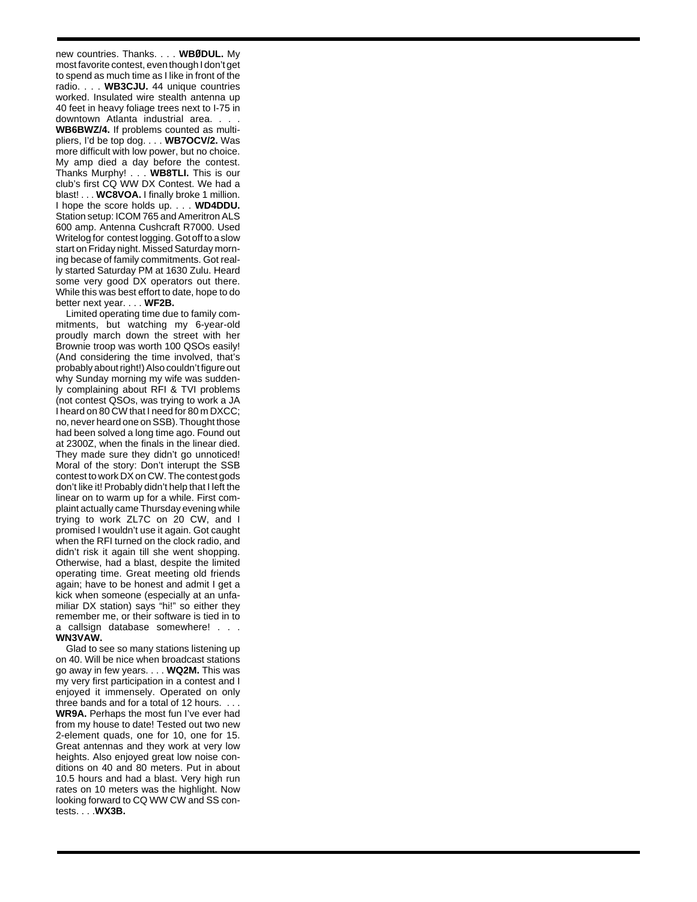new countries. Thanks. . . . **WBØDUL.** My most favorite contest, even though I don't get to spend as much time as I like in front of the radio. . . . **WB3CJU.** 44 unique countries worked. Insulated wire stealth antenna up 40 feet in heavy foliage trees next to I-75 in downtown Atlanta industrial area. . . . **WB6BWZ/4.** If problems counted as multipliers, I'd be top dog. . . . **WB7OCV/2.** Was more difficult with low power, but no choice. My amp died a day before the contest. Thanks Murphy! . . . **WB8TLI.** This is our club's first CQ WW DX Contest. We had a blast! . . . **WC8VOA.** I finally broke 1 million. I hope the score holds up. . . . **WD4DDU.** Station setup: ICOM 765 and Ameritron ALS 600 amp. Antenna Cushcraft R7000. Used Writelog for contest logging. Got off to a slow start on Friday night. Missed Saturday morning becase of family commitments. Got really started Saturday PM at 1630 Zulu. Heard some very good DX operators out there. While this was best effort to date, hope to do better next year. . . . **WF2B.**

Limited operating time due to family commitments, but watching my 6-year-old proudly march down the street with her Brownie troop was worth 100 QSOs easily! (And considering the time involved, that's probably about right!) Also couldn't figure out why Sunday morning my wife was suddenly complaining about RFI & TVI problems (not contest QSOs, was trying to work a JA I heard on 80 CW that I need for 80 m DXCC; no, never heard one on SSB). Thought those had been solved a long time ago. Found out at 2300Z, when the finals in the linear died. They made sure they didn't go unnoticed! Moral of the story: Don't interupt the SSB contest to work DX on CW. The contest gods don't like it! Probably didn't help that I left the linear on to warm up for a while. First complaint actually came Thursday evening while trying to work ZL7C on 20 CW, and I promised I wouldn't use it again. Got caught when the RFI turned on the clock radio, and didn't risk it again till she went shopping. Otherwise, had a blast, despite the limited operating time. Great meeting old friends again; have to be honest and admit I get a kick when someone (especially at an unfamiliar DX station) says "hi!" so either they remember me, or their software is tied in to a callsign database somewhere! . . . **WN3VAW.**

Glad to see so many stations listening up on 40. Will be nice when broadcast stations go away in few years. . . . **WQ2M.** This was my very first participation in a contest and I enjoyed it immensely. Operated on only three bands and for a total of 12 hours. . . . **WR9A.** Perhaps the most fun I've ever had from my house to date! Tested out two new 2-element quads, one for 10, one for 15. Great antennas and they work at very low heights. Also enjoyed great low noise conditions on 40 and 80 meters. Put in about 10.5 hours and had a blast. Very high run rates on 10 meters was the highlight. Now looking forward to CQ WW CW and SS contests. . . .**WX3B.**